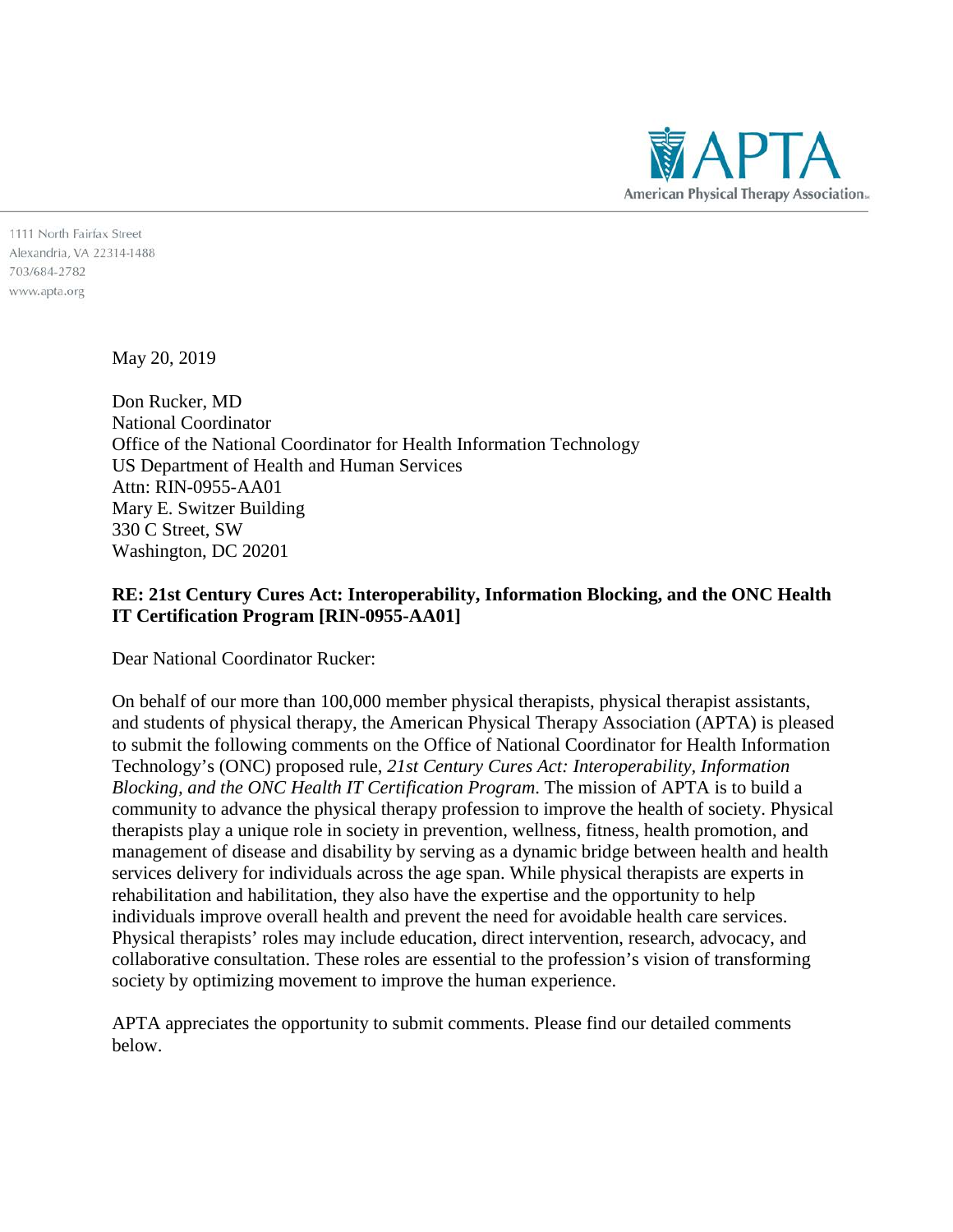American Physical Therapy Association

1111 North Fairfax Street
Alexandria, VA 22314-1488
703/684-2782
www.apta.org

May 20, 2019

Don Rucker, MD
National Coordinator
Office of the National Coordinator for Health Information Technology
US Department of Health and Human Services
Attn: RIN-0955-AA01
Mary E. Switzer Building
330 C Street, SW
Washington, DC 20201

**RE: 21st Century Cures Act: Interoperability, Information Blocking, and the ONC Health IT Certification Program [RIN-0955-AA01]**

Dear National Coordinator Rucker:

On behalf of our more than 100,000 member physical therapists, physical therapist assistants, and students of physical therapy, the American Physical Therapy Association (APTA) is pleased to submit the following comments on the Office of National Coordinator for Health Information Technology's (ONC) proposed rule, *21st Century Cures Act: Interoperability, Information Blocking, and the ONC Health IT Certification Program*. The mission of APTA is to build a community to advance the physical therapy profession to improve the health of society. Physical therapists play a unique role in society in prevention, wellness, fitness, health promotion, and management of disease and disability by serving as a dynamic bridge between health and health services delivery for individuals across the age span. While physical therapists are experts in rehabilitation and habilitation, they also have the expertise and the opportunity to help individuals improve overall health and prevent the need for avoidable health care services. Physical therapists' roles may include education, direct intervention, research, advocacy, and collaborative consultation. These roles are essential to the profession's vision of transforming society by optimizing movement to improve the human experience.

APTA appreciates the opportunity to submit comments. Please find our detailed comments below.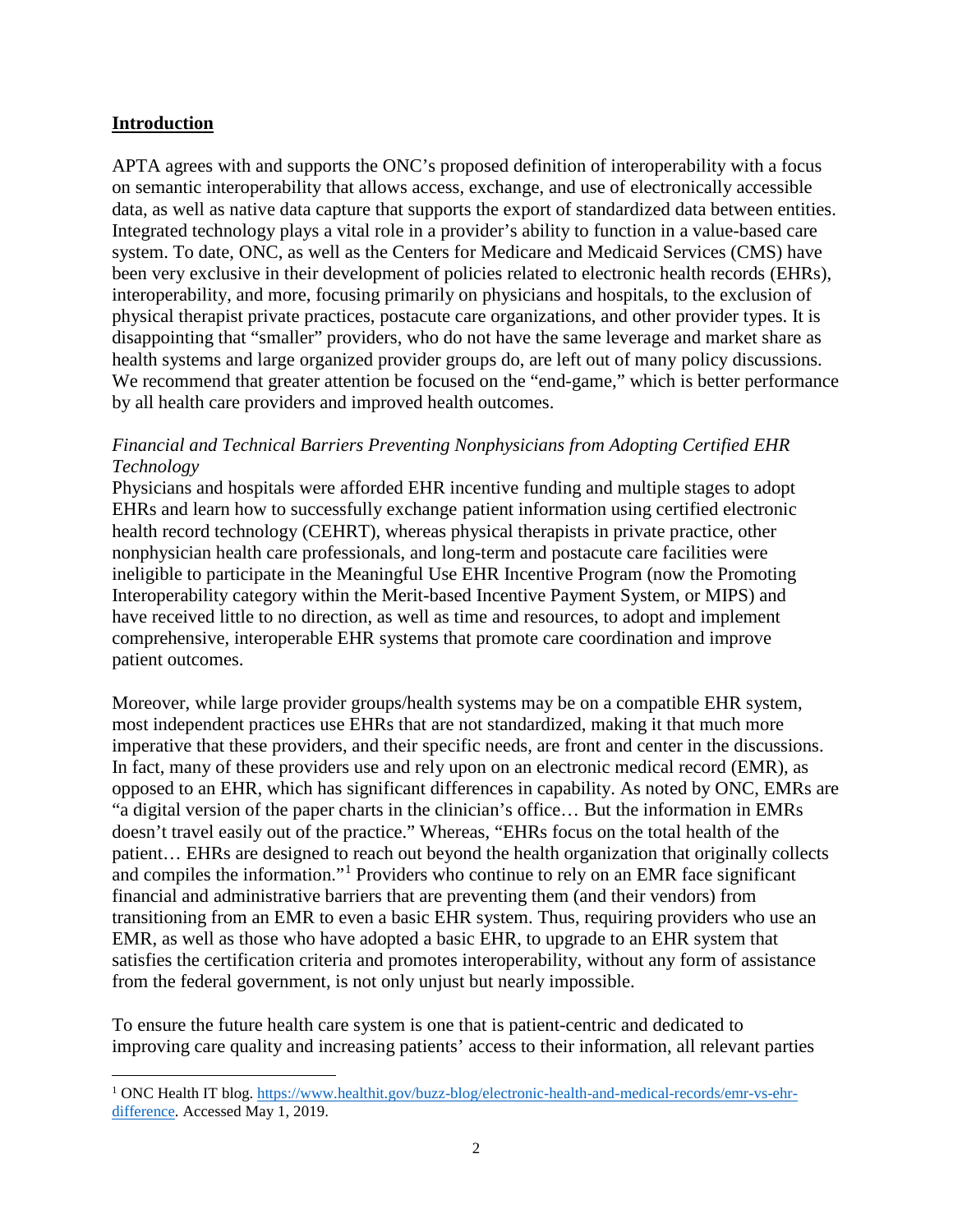## **Introduction**

APTA agrees with and supports the ONC's proposed definition of interoperability with a focus on semantic interoperability that allows access, exchange, and use of electronically accessible data, as well as native data capture that supports the export of standardized data between entities. Integrated technology plays a vital role in a provider's ability to function in a value-based care system. To date, ONC, as well as the Centers for Medicare and Medicaid Services (CMS) have been very exclusive in their development of policies related to electronic health records (EHRs), interoperability, and more, focusing primarily on physicians and hospitals, to the exclusion of physical therapist private practices, postacute care organizations, and other provider types. It is disappointing that "smaller" providers, who do not have the same leverage and market share as health systems and large organized provider groups do, are left out of many policy discussions. We recommend that greater attention be focused on the "end-game," which is better performance by all health care providers and improved health outcomes.

*Financial and Technical Barriers Preventing Nonphysicians from Adopting Certified EHR Technology*

Physicians and hospitals were afforded EHR incentive funding and multiple stages to adopt EHRs and learn how to successfully exchange patient information using certified electronic health record technology (CEHRT), whereas physical therapists in private practice, other nonphysician health care professionals, and long-term and postacute care facilities were ineligible to participate in the Meaningful Use EHR Incentive Program (now the Promoting Interoperability category within the Merit-based Incentive Payment System, or MIPS) and have received little to no direction, as well as time and resources, to adopt and implement comprehensive, interoperable EHR systems that promote care coordination and improve patient outcomes.

Moreover, while large provider groups/health systems may be on a compatible EHR system, most independent practices use EHRs that are not standardized, making it that much more imperative that these providers, and their specific needs, are front and center in the discussions. In fact, many of these providers use and rely upon on an electronic medical record (EMR), as opposed to an EHR, which has significant differences in capability. As noted by ONC, EMRs are "a digital version of the paper charts in the clinician's office… But the information in EMRs doesn't travel easily out of the practice." Whereas, "EHRs focus on the total health of the patient… EHRs are designed to reach out beyond the health organization that originally collects and compiles the information."[1] Providers who continue to rely on an EMR face significant financial and administrative barriers that are preventing them (and their vendors) from transitioning from an EMR to even a basic EHR system. Thus, requiring providers who use an EMR, as well as those who have adopted a basic EHR, to upgrade to an EHR system that satisfies the certification criteria and promotes interoperability, without any form of assistance from the federal government, is not only unjust but nearly impossible.

To ensure the future health care system is one that is patient-centric and dedicated to improving care quality and increasing patients' access to their information, all relevant parties

[1] ONC Health IT blog. https://www.healthit.gov/buzz-blog/electronic-health-and-medical-records/emr-vs-ehr-difference. Accessed May 1, 2019.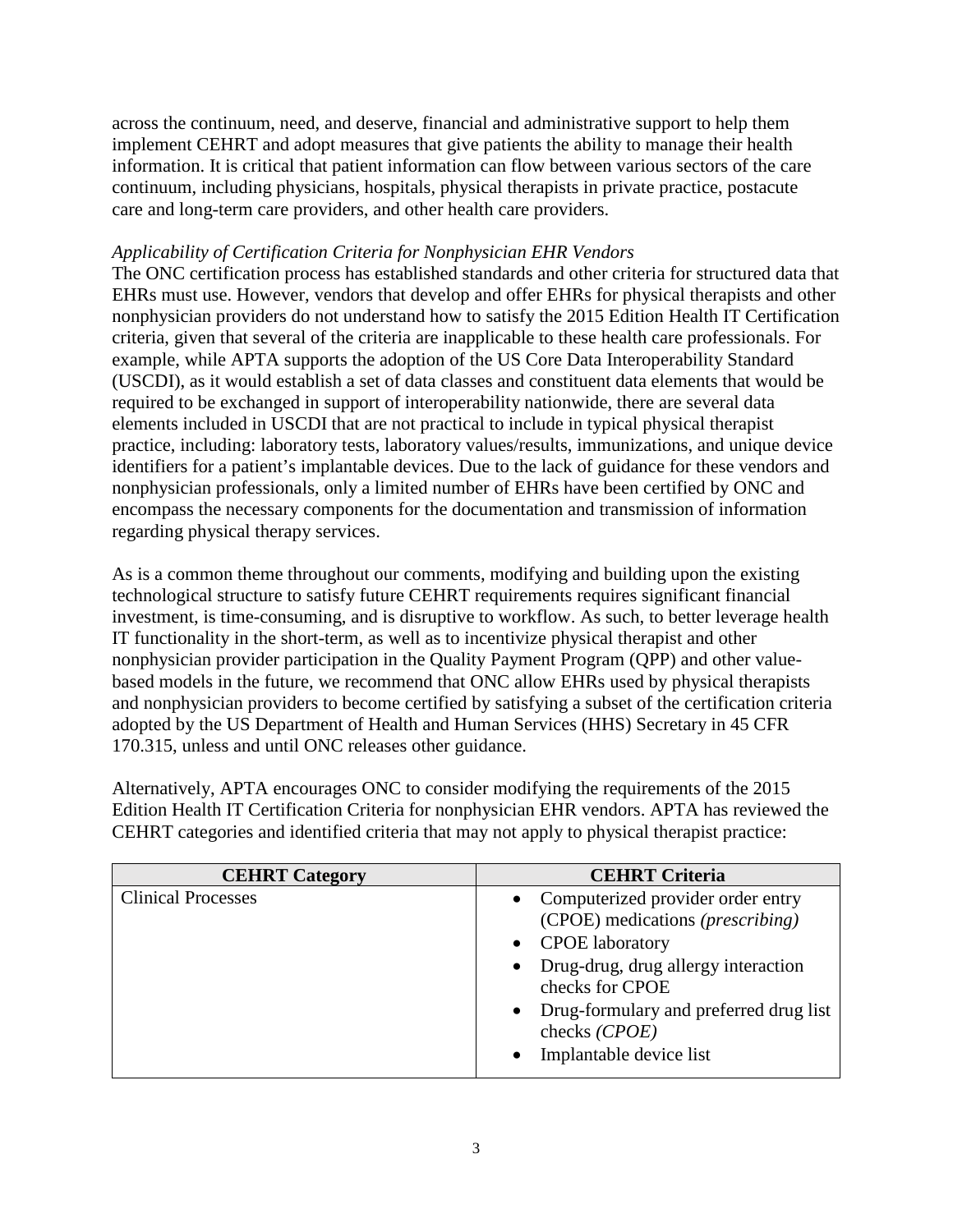across the continuum, need, and deserve, financial and administrative support to help them implement CEHRT and adopt measures that give patients the ability to manage their health information. It is critical that patient information can flow between various sectors of the care continuum, including physicians, hospitals, physical therapists in private practice, postacute care and long-term care providers, and other health care providers.

*Applicability of Certification Criteria for Nonphysician EHR Vendors*

The ONC certification process has established standards and other criteria for structured data that EHRs must use. However, vendors that develop and offer EHRs for physical therapists and other nonphysician providers do not understand how to satisfy the 2015 Edition Health IT Certification criteria, given that several of the criteria are inapplicable to these health care professionals. For example, while APTA supports the adoption of the US Core Data Interoperability Standard (USCDI), as it would establish a set of data classes and constituent data elements that would be required to be exchanged in support of interoperability nationwide, there are several data elements included in USCDI that are not practical to include in typical physical therapist practice, including: laboratory tests, laboratory values/results, immunizations, and unique device identifiers for a patient's implantable devices. Due to the lack of guidance for these vendors and nonphysician professionals, only a limited number of EHRs have been certified by ONC and encompass the necessary components for the documentation and transmission of information regarding physical therapy services.

As is a common theme throughout our comments, modifying and building upon the existing technological structure to satisfy future CEHRT requirements requires significant financial investment, is time-consuming, and is disruptive to workflow. As such, to better leverage health IT functionality in the short-term, as well as to incentivize physical therapist and other nonphysician provider participation in the Quality Payment Program (QPP) and other value-based models in the future, we recommend that ONC allow EHRs used by physical therapists and nonphysician providers to become certified by satisfying a subset of the certification criteria adopted by the US Department of Health and Human Services (HHS) Secretary in 45 CFR 170.315, unless and until ONC releases other guidance.

Alternatively, APTA encourages ONC to consider modifying the requirements of the 2015 Edition Health IT Certification Criteria for nonphysician EHR vendors. APTA has reviewed the CEHRT categories and identified criteria that may not apply to physical therapist practice:

| CEHRT Category | CEHRT Criteria |
| --- | --- |
| Clinical Processes | • Computerized provider order entry (CPOE) medications *(prescribing)*<br>• CPOE laboratory<br>• Drug-drug, drug allergy interaction checks for CPOE<br>• Drug-formulary and preferred drug list checks *(CPOE)*<br>• Implantable device list |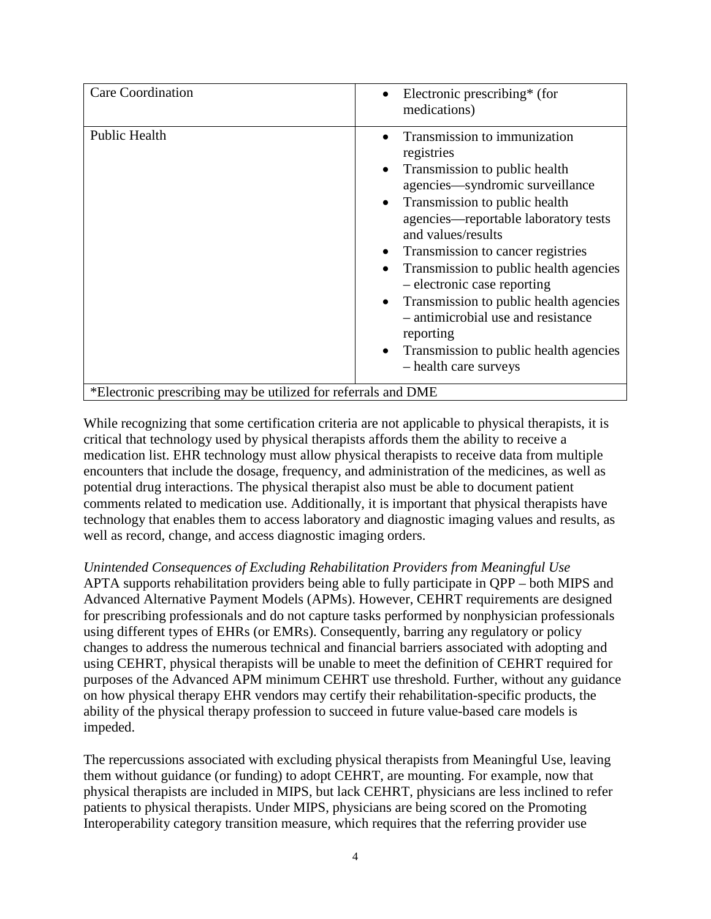| | |
|---|---|
| Care Coordination | • Electronic prescribing* (for medications) |
| Public Health | • Transmission to immunization registries<br>• Transmission to public health agencies—syndromic surveillance<br>• Transmission to public health agencies—reportable laboratory tests and values/results<br>• Transmission to cancer registries<br>• Transmission to public health agencies – electronic case reporting<br>• Transmission to public health agencies – antimicrobial use and resistance reporting<br>• Transmission to public health agencies – health care surveys |
| *Electronic prescribing may be utilized for referrals and DME | |

While recognizing that some certification criteria are not applicable to physical therapists, it is critical that technology used by physical therapists affords them the ability to receive a medication list. EHR technology must allow physical therapists to receive data from multiple encounters that include the dosage, frequency, and administration of the medicines, as well as potential drug interactions. The physical therapist also must be able to document patient comments related to medication use. Additionally, it is important that physical therapists have technology that enables them to access laboratory and diagnostic imaging values and results, as well as record, change, and access diagnostic imaging orders.

*Unintended Consequences of Excluding Rehabilitation Providers from Meaningful Use*

APTA supports rehabilitation providers being able to fully participate in QPP – both MIPS and Advanced Alternative Payment Models (APMs). However, CEHRT requirements are designed for prescribing professionals and do not capture tasks performed by nonphysician professionals using different types of EHRs (or EMRs). Consequently, barring any regulatory or policy changes to address the numerous technical and financial barriers associated with adopting and using CEHRT, physical therapists will be unable to meet the definition of CEHRT required for purposes of the Advanced APM minimum CEHRT use threshold. Further, without any guidance on how physical therapy EHR vendors may certify their rehabilitation-specific products, the ability of the physical therapy profession to succeed in future value-based care models is impeded.

The repercussions associated with excluding physical therapists from Meaningful Use, leaving them without guidance (or funding) to adopt CEHRT, are mounting. For example, now that physical therapists are included in MIPS, but lack CEHRT, physicians are less inclined to refer patients to physical therapists. Under MIPS, physicians are being scored on the Promoting Interoperability category transition measure, which requires that the referring provider use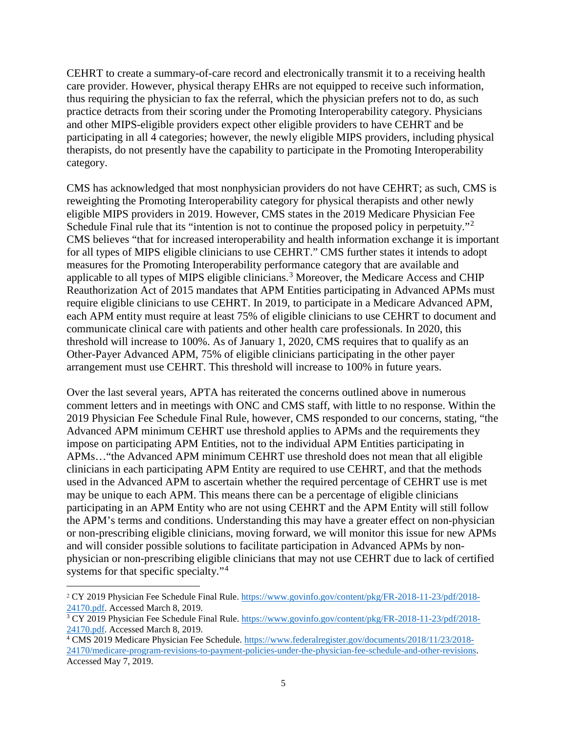CEHRT to create a summary-of-care record and electronically transmit it to a receiving health care provider. However, physical therapy EHRs are not equipped to receive such information, thus requiring the physician to fax the referral, which the physician prefers not to do, as such practice detracts from their scoring under the Promoting Interoperability category. Physicians and other MIPS-eligible providers expect other eligible providers to have CEHRT and be participating in all 4 categories; however, the newly eligible MIPS providers, including physical therapists, do not presently have the capability to participate in the Promoting Interoperability category.

CMS has acknowledged that most nonphysician providers do not have CEHRT; as such, CMS is reweighting the Promoting Interoperability category for physical therapists and other newly eligible MIPS providers in 2019. However, CMS states in the 2019 Medicare Physician Fee Schedule Final rule that its "intention is not to continue the proposed policy in perpetuity."[2] CMS believes "that for increased interoperability and health information exchange it is important for all types of MIPS eligible clinicians to use CEHRT." CMS further states it intends to adopt measures for the Promoting Interoperability performance category that are available and applicable to all types of MIPS eligible clinicians.[3] Moreover, the Medicare Access and CHIP Reauthorization Act of 2015 mandates that APM Entities participating in Advanced APMs must require eligible clinicians to use CEHRT. In 2019, to participate in a Medicare Advanced APM, each APM entity must require at least 75% of eligible clinicians to use CEHRT to document and communicate clinical care with patients and other health care professionals. In 2020, this threshold will increase to 100%. As of January 1, 2020, CMS requires that to qualify as an Other-Payer Advanced APM, 75% of eligible clinicians participating in the other payer arrangement must use CEHRT. This threshold will increase to 100% in future years.

Over the last several years, APTA has reiterated the concerns outlined above in numerous comment letters and in meetings with ONC and CMS staff, with little to no response. Within the 2019 Physician Fee Schedule Final Rule, however, CMS responded to our concerns, stating, "the Advanced APM minimum CEHRT use threshold applies to APMs and the requirements they impose on participating APM Entities, not to the individual APM Entities participating in APMs…"the Advanced APM minimum CEHRT use threshold does not mean that all eligible clinicians in each participating APM Entity are required to use CEHRT, and that the methods used in the Advanced APM to ascertain whether the required percentage of CEHRT use is met may be unique to each APM. This means there can be a percentage of eligible clinicians participating in an APM Entity who are not using CEHRT and the APM Entity will still follow the APM's terms and conditions. Understanding this may have a greater effect on non-physician or non-prescribing eligible clinicians, moving forward, we will monitor this issue for new APMs and will consider possible solutions to facilitate participation in Advanced APMs by non-physician or non-prescribing eligible clinicians that may not use CEHRT due to lack of certified systems for that specific specialty."[4]

---

[2] CY 2019 Physician Fee Schedule Final Rule. https://www.govinfo.gov/content/pkg/FR-2018-11-23/pdf/2018-24170.pdf. Accessed March 8, 2019.

[3] CY 2019 Physician Fee Schedule Final Rule. https://www.govinfo.gov/content/pkg/FR-2018-11-23/pdf/2018-24170.pdf. Accessed March 8, 2019.

[4] CMS 2019 Medicare Physician Fee Schedule. https://www.federalregister.gov/documents/2018/11/23/2018-24170/medicare-program-revisions-to-payment-policies-under-the-physician-fee-schedule-and-other-revisions. Accessed May 7, 2019.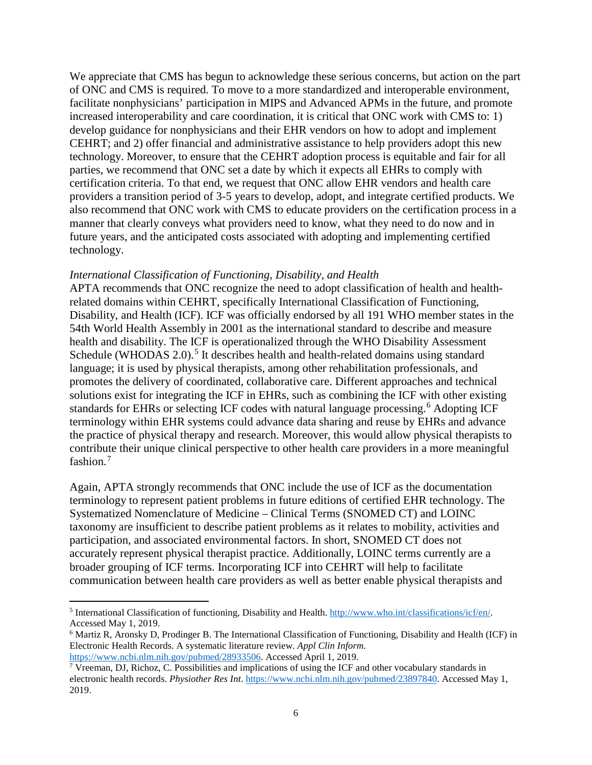We appreciate that CMS has begun to acknowledge these serious concerns, but action on the part of ONC and CMS is required. To move to a more standardized and interoperable environment, facilitate nonphysicians' participation in MIPS and Advanced APMs in the future, and promote increased interoperability and care coordination, it is critical that ONC work with CMS to: 1) develop guidance for nonphysicians and their EHR vendors on how to adopt and implement CEHRT; and 2) offer financial and administrative assistance to help providers adopt this new technology. Moreover, to ensure that the CEHRT adoption process is equitable and fair for all parties, we recommend that ONC set a date by which it expects all EHRs to comply with certification criteria. To that end, we request that ONC allow EHR vendors and health care providers a transition period of 3-5 years to develop, adopt, and integrate certified products. We also recommend that ONC work with CMS to educate providers on the certification process in a manner that clearly conveys what providers need to know, what they need to do now and in future years, and the anticipated costs associated with adopting and implementing certified technology.

*International Classification of Functioning, Disability, and Health*

APTA recommends that ONC recognize the need to adopt classification of health and health-related domains within CEHRT, specifically International Classification of Functioning, Disability, and Health (ICF). ICF was officially endorsed by all 191 WHO member states in the 54th World Health Assembly in 2001 as the international standard to describe and measure health and disability. The ICF is operationalized through the WHO Disability Assessment Schedule (WHODAS 2.0).[5] It describes health and health-related domains using standard language; it is used by physical therapists, among other rehabilitation professionals, and promotes the delivery of coordinated, collaborative care. Different approaches and technical solutions exist for integrating the ICF in EHRs, such as combining the ICF with other existing standards for EHRs or selecting ICF codes with natural language processing.[6] Adopting ICF terminology within EHR systems could advance data sharing and reuse by EHRs and advance the practice of physical therapy and research. Moreover, this would allow physical therapists to contribute their unique clinical perspective to other health care providers in a more meaningful fashion.[7]

Again, APTA strongly recommends that ONC include the use of ICF as the documentation terminology to represent patient problems in future editions of certified EHR technology. The Systematized Nomenclature of Medicine – Clinical Terms (SNOMED CT) and LOINC taxonomy are insufficient to describe patient problems as it relates to mobility, activities and participation, and associated environmental factors. In short, SNOMED CT does not accurately represent physical therapist practice. Additionally, LOINC terms currently are a broader grouping of ICF terms. Incorporating ICF into CEHRT will help to facilitate communication between health care providers as well as better enable physical therapists and

---

[5] International Classification of functioning, Disability and Health. http://www.who.int/classifications/icf/en/. Accessed May 1, 2019.

[6] Martiz R, Aronsky D, Prodinger B. The International Classification of Functioning, Disability and Health (ICF) in Electronic Health Records. A systematic literature review. *Appl Clin Inform*. https://www.ncbi.nlm.nih.gov/pubmed/28933506. Accessed April 1, 2019.

[7] Vreeman, DJ, Richoz, C. Possibilities and implications of using the ICF and other vocabulary standards in electronic health records. *Physiother Res Int*. https://www.ncbi.nlm.nih.gov/pubmed/23897840. Accessed May 1, 2019.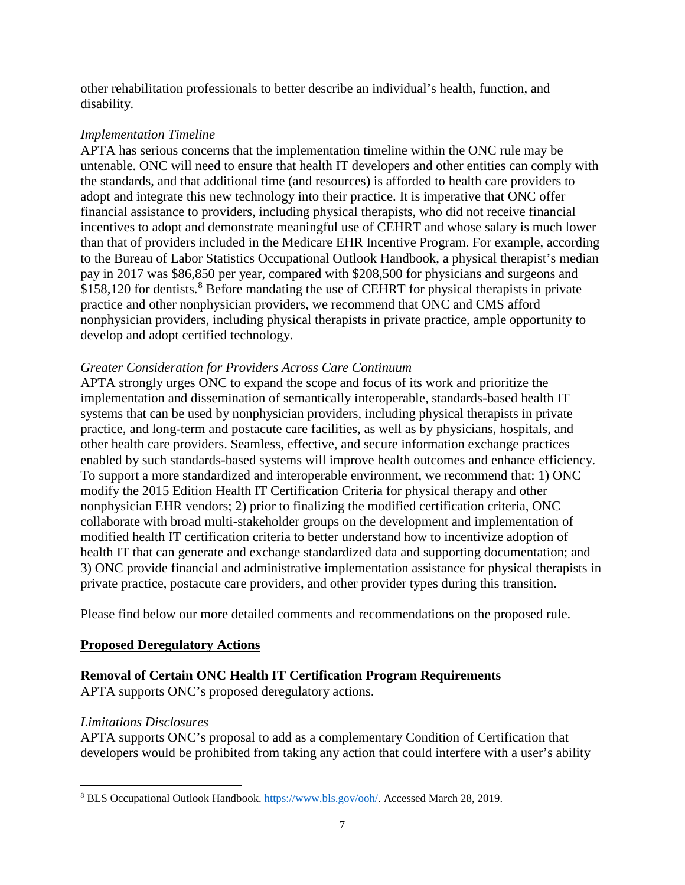other rehabilitation professionals to better describe an individual's health, function, and disability.

*Implementation Timeline*

APTA has serious concerns that the implementation timeline within the ONC rule may be untenable. ONC will need to ensure that health IT developers and other entities can comply with the standards, and that additional time (and resources) is afforded to health care providers to adopt and integrate this new technology into their practice. It is imperative that ONC offer financial assistance to providers, including physical therapists, who did not receive financial incentives to adopt and demonstrate meaningful use of CEHRT and whose salary is much lower than that of providers included in the Medicare EHR Incentive Program. For example, according to the Bureau of Labor Statistics Occupational Outlook Handbook, a physical therapist's median pay in 2017 was $86,850 per year, compared with $208,500 for physicians and surgeons and $158,120 for dentists.[8] Before mandating the use of CEHRT for physical therapists in private practice and other nonphysician providers, we recommend that ONC and CMS afford nonphysician providers, including physical therapists in private practice, ample opportunity to develop and adopt certified technology.

*Greater Consideration for Providers Across Care Continuum*

APTA strongly urges ONC to expand the scope and focus of its work and prioritize the implementation and dissemination of semantically interoperable, standards-based health IT systems that can be used by nonphysician providers, including physical therapists in private practice, and long-term and postacute care facilities, as well as by physicians, hospitals, and other health care providers. Seamless, effective, and secure information exchange practices enabled by such standards-based systems will improve health outcomes and enhance efficiency. To support a more standardized and interoperable environment, we recommend that: 1) ONC modify the 2015 Edition Health IT Certification Criteria for physical therapy and other nonphysician EHR vendors; 2) prior to finalizing the modified certification criteria, ONC collaborate with broad multi-stakeholder groups on the development and implementation of modified health IT certification criteria to better understand how to incentivize adoption of health IT that can generate and exchange standardized data and supporting documentation; and 3) ONC provide financial and administrative implementation assistance for physical therapists in private practice, postacute care providers, and other provider types during this transition.

Please find below our more detailed comments and recommendations on the proposed rule.

## **Proposed Deregulatory Actions**

### **Removal of Certain ONC Health IT Certification Program Requirements**

APTA supports ONC's proposed deregulatory actions.

*Limitations Disclosures*

APTA supports ONC's proposal to add as a complementary Condition of Certification that developers would be prohibited from taking any action that could interfere with a user's ability

---

[8] BLS Occupational Outlook Handbook. https://www.bls.gov/ooh/. Accessed March 28, 2019.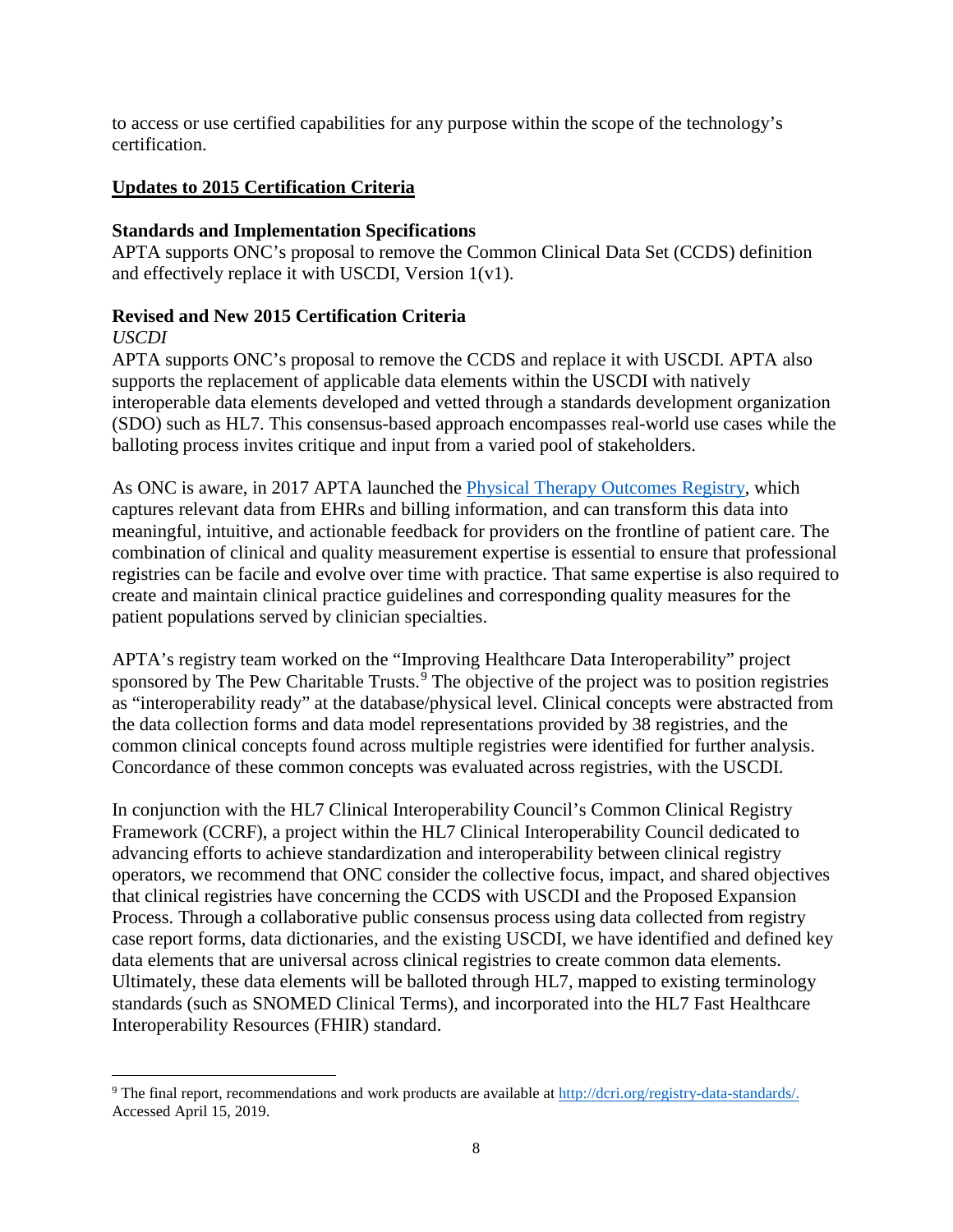to access or use certified capabilities for any purpose within the scope of the technology's certification.

## Updates to 2015 Certification Criteria

### Standards and Implementation Specifications

APTA supports ONC's proposal to remove the Common Clinical Data Set (CCDS) definition and effectively replace it with USCDI, Version 1(v1).

### Revised and New 2015 Certification Criteria

*USCDI*

APTA supports ONC's proposal to remove the CCDS and replace it with USCDI. APTA also supports the replacement of applicable data elements within the USCDI with natively interoperable data elements developed and vetted through a standards development organization (SDO) such as HL7. This consensus-based approach encompasses real-world use cases while the balloting process invites critique and input from a varied pool of stakeholders.

As ONC is aware, in 2017 APTA launched the [Physical Therapy Outcomes Registry](), which captures relevant data from EHRs and billing information, and can transform this data into meaningful, intuitive, and actionable feedback for providers on the frontline of patient care. The combination of clinical and quality measurement expertise is essential to ensure that professional registries can be facile and evolve over time with practice. That same expertise is also required to create and maintain clinical practice guidelines and corresponding quality measures for the patient populations served by clinician specialties.

APTA's registry team worked on the "Improving Healthcare Data Interoperability" project sponsored by The Pew Charitable Trusts.[9] The objective of the project was to position registries as "interoperability ready" at the database/physical level. Clinical concepts were abstracted from the data collection forms and data model representations provided by 38 registries, and the common clinical concepts found across multiple registries were identified for further analysis. Concordance of these common concepts was evaluated across registries, with the USCDI.

In conjunction with the HL7 Clinical Interoperability Council's Common Clinical Registry Framework (CCRF), a project within the HL7 Clinical Interoperability Council dedicated to advancing efforts to achieve standardization and interoperability between clinical registry operators, we recommend that ONC consider the collective focus, impact, and shared objectives that clinical registries have concerning the CCDS with USCDI and the Proposed Expansion Process. Through a collaborative public consensus process using data collected from registry case report forms, data dictionaries, and the existing USCDI, we have identified and defined key data elements that are universal across clinical registries to create common data elements. Ultimately, these data elements will be balloted through HL7, mapped to existing terminology standards (such as SNOMED Clinical Terms), and incorporated into the HL7 Fast Healthcare Interoperability Resources (FHIR) standard.

---

[9] The final report, recommendations and work products are available at http://dcri.org/registry-data-standards/. Accessed April 15, 2019.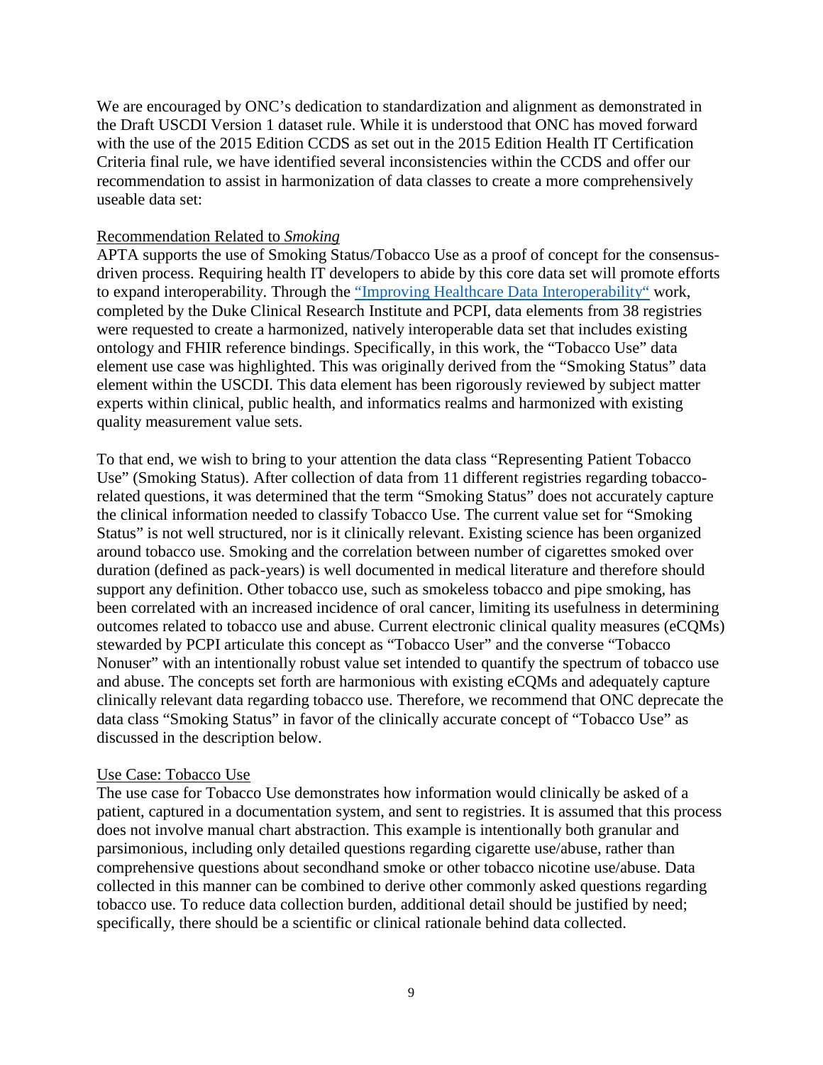We are encouraged by ONC's dedication to standardization and alignment as demonstrated in the Draft USCDI Version 1 dataset rule. While it is understood that ONC has moved forward with the use of the 2015 Edition CCDS as set out in the 2015 Edition Health IT Certification Criteria final rule, we have identified several inconsistencies within the CCDS and offer our recommendation to assist in harmonization of data classes to create a more comprehensively useable data set:

Recommendation Related to *Smoking*

APTA supports the use of Smoking Status/Tobacco Use as a proof of concept for the consensus-driven process. Requiring health IT developers to abide by this core data set will promote efforts to expand interoperability. Through the "Improving Healthcare Data Interoperability" work, completed by the Duke Clinical Research Institute and PCPI, data elements from 38 registries were requested to create a harmonized, natively interoperable data set that includes existing ontology and FHIR reference bindings. Specifically, in this work, the "Tobacco Use" data element use case was highlighted. This was originally derived from the "Smoking Status" data element within the USCDI. This data element has been rigorously reviewed by subject matter experts within clinical, public health, and informatics realms and harmonized with existing quality measurement value sets.

To that end, we wish to bring to your attention the data class "Representing Patient Tobacco Use" (Smoking Status). After collection of data from 11 different registries regarding tobacco-related questions, it was determined that the term "Smoking Status" does not accurately capture the clinical information needed to classify Tobacco Use. The current value set for "Smoking Status" is not well structured, nor is it clinically relevant. Existing science has been organized around tobacco use. Smoking and the correlation between number of cigarettes smoked over duration (defined as pack-years) is well documented in medical literature and therefore should support any definition. Other tobacco use, such as smokeless tobacco and pipe smoking, has been correlated with an increased incidence of oral cancer, limiting its usefulness in determining outcomes related to tobacco use and abuse. Current electronic clinical quality measures (eCQMs) stewarded by PCPI articulate this concept as "Tobacco User" and the converse "Tobacco Nonuser" with an intentionally robust value set intended to quantify the spectrum of tobacco use and abuse. The concepts set forth are harmonious with existing eCQMs and adequately capture clinically relevant data regarding tobacco use. Therefore, we recommend that ONC deprecate the data class "Smoking Status" in favor of the clinically accurate concept of "Tobacco Use" as discussed in the description below.

Use Case: Tobacco Use

The use case for Tobacco Use demonstrates how information would clinically be asked of a patient, captured in a documentation system, and sent to registries. It is assumed that this process does not involve manual chart abstraction. This example is intentionally both granular and parsimonious, including only detailed questions regarding cigarette use/abuse, rather than comprehensive questions about secondhand smoke or other tobacco nicotine use/abuse. Data collected in this manner can be combined to derive other commonly asked questions regarding tobacco use. To reduce data collection burden, additional detail should be justified by need; specifically, there should be a scientific or clinical rationale behind data collected.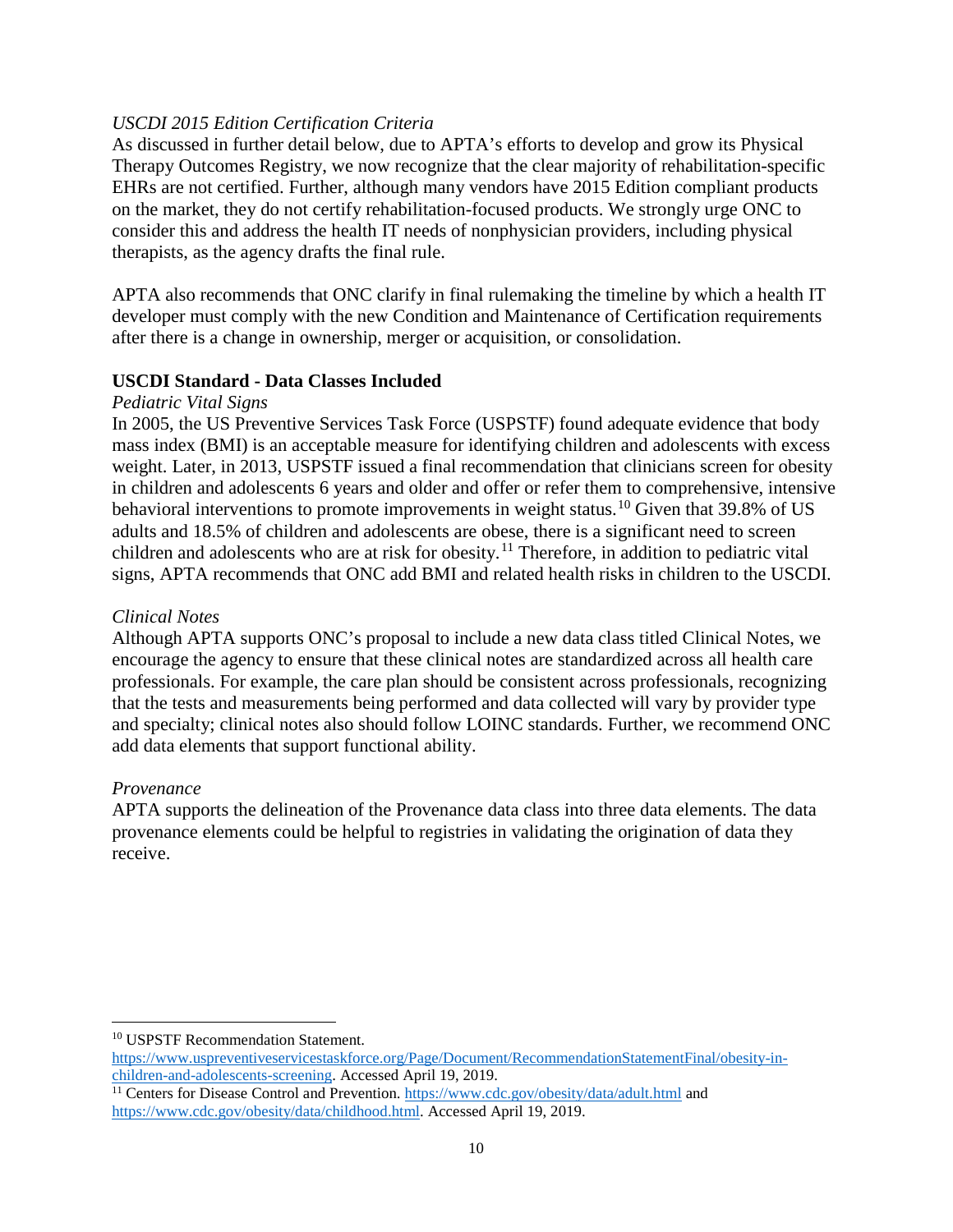*USCDI 2015 Edition Certification Criteria*

As discussed in further detail below, due to APTA's efforts to develop and grow its Physical Therapy Outcomes Registry, we now recognize that the clear majority of rehabilitation-specific EHRs are not certified. Further, although many vendors have 2015 Edition compliant products on the market, they do not certify rehabilitation-focused products. We strongly urge ONC to consider this and address the health IT needs of nonphysician providers, including physical therapists, as the agency drafts the final rule.

APTA also recommends that ONC clarify in final rulemaking the timeline by which a health IT developer must comply with the new Condition and Maintenance of Certification requirements after there is a change in ownership, merger or acquisition, or consolidation.

**USCDI Standard - Data Classes Included**

*Pediatric Vital Signs*

In 2005, the US Preventive Services Task Force (USPSTF) found adequate evidence that body mass index (BMI) is an acceptable measure for identifying children and adolescents with excess weight. Later, in 2013, USPSTF issued a final recommendation that clinicians screen for obesity in children and adolescents 6 years and older and offer or refer them to comprehensive, intensive behavioral interventions to promote improvements in weight status.[10] Given that 39.8% of US adults and 18.5% of children and adolescents are obese, there is a significant need to screen children and adolescents who are at risk for obesity.[11] Therefore, in addition to pediatric vital signs, APTA recommends that ONC add BMI and related health risks in children to the USCDI.

*Clinical Notes*

Although APTA supports ONC's proposal to include a new data class titled Clinical Notes, we encourage the agency to ensure that these clinical notes are standardized across all health care professionals. For example, the care plan should be consistent across professionals, recognizing that the tests and measurements being performed and data collected will vary by provider type and specialty; clinical notes also should follow LOINC standards. Further, we recommend ONC add data elements that support functional ability.

*Provenance*

APTA supports the delineation of the Provenance data class into three data elements. The data provenance elements could be helpful to registries in validating the origination of data they receive.

---

[10] USPSTF Recommendation Statement. https://www.uspreventiveservicestaskforce.org/Page/Document/RecommendationStatementFinal/obesity-in-children-and-adolescents-screening. Accessed April 19, 2019.

[11] Centers for Disease Control and Prevention. https://www.cdc.gov/obesity/data/adult.html and https://www.cdc.gov/obesity/data/childhood.html. Accessed April 19, 2019.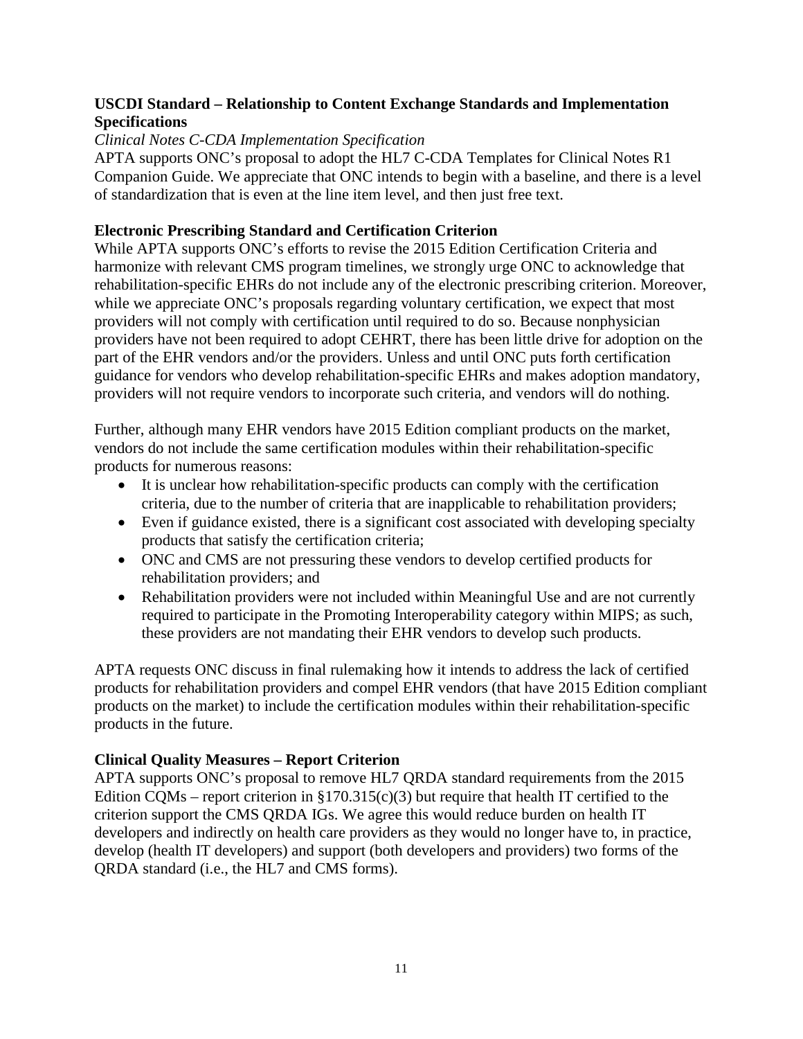**USCDI Standard – Relationship to Content Exchange Standards and Implementation Specifications**

*Clinical Notes C-CDA Implementation Specification*

APTA supports ONC's proposal to adopt the HL7 C-CDA Templates for Clinical Notes R1 Companion Guide. We appreciate that ONC intends to begin with a baseline, and there is a level of standardization that is even at the line item level, and then just free text.

**Electronic Prescribing Standard and Certification Criterion**

While APTA supports ONC's efforts to revise the 2015 Edition Certification Criteria and harmonize with relevant CMS program timelines, we strongly urge ONC to acknowledge that rehabilitation-specific EHRs do not include any of the electronic prescribing criterion. Moreover, while we appreciate ONC's proposals regarding voluntary certification, we expect that most providers will not comply with certification until required to do so. Because nonphysician providers have not been required to adopt CEHRT, there has been little drive for adoption on the part of the EHR vendors and/or the providers. Unless and until ONC puts forth certification guidance for vendors who develop rehabilitation-specific EHRs and makes adoption mandatory, providers will not require vendors to incorporate such criteria, and vendors will do nothing.

Further, although many EHR vendors have 2015 Edition compliant products on the market, vendors do not include the same certification modules within their rehabilitation-specific products for numerous reasons:

- It is unclear how rehabilitation-specific products can comply with the certification criteria, due to the number of criteria that are inapplicable to rehabilitation providers;
- Even if guidance existed, there is a significant cost associated with developing specialty products that satisfy the certification criteria;
- ONC and CMS are not pressuring these vendors to develop certified products for rehabilitation providers; and
- Rehabilitation providers were not included within Meaningful Use and are not currently required to participate in the Promoting Interoperability category within MIPS; as such, these providers are not mandating their EHR vendors to develop such products.

APTA requests ONC discuss in final rulemaking how it intends to address the lack of certified products for rehabilitation providers and compel EHR vendors (that have 2015 Edition compliant products on the market) to include the certification modules within their rehabilitation-specific products in the future.

**Clinical Quality Measures – Report Criterion**

APTA supports ONC's proposal to remove HL7 QRDA standard requirements from the 2015 Edition CQMs – report criterion in §170.315(c)(3) but require that health IT certified to the criterion support the CMS QRDA IGs. We agree this would reduce burden on health IT developers and indirectly on health care providers as they would no longer have to, in practice, develop (health IT developers) and support (both developers and providers) two forms of the QRDA standard (i.e., the HL7 and CMS forms).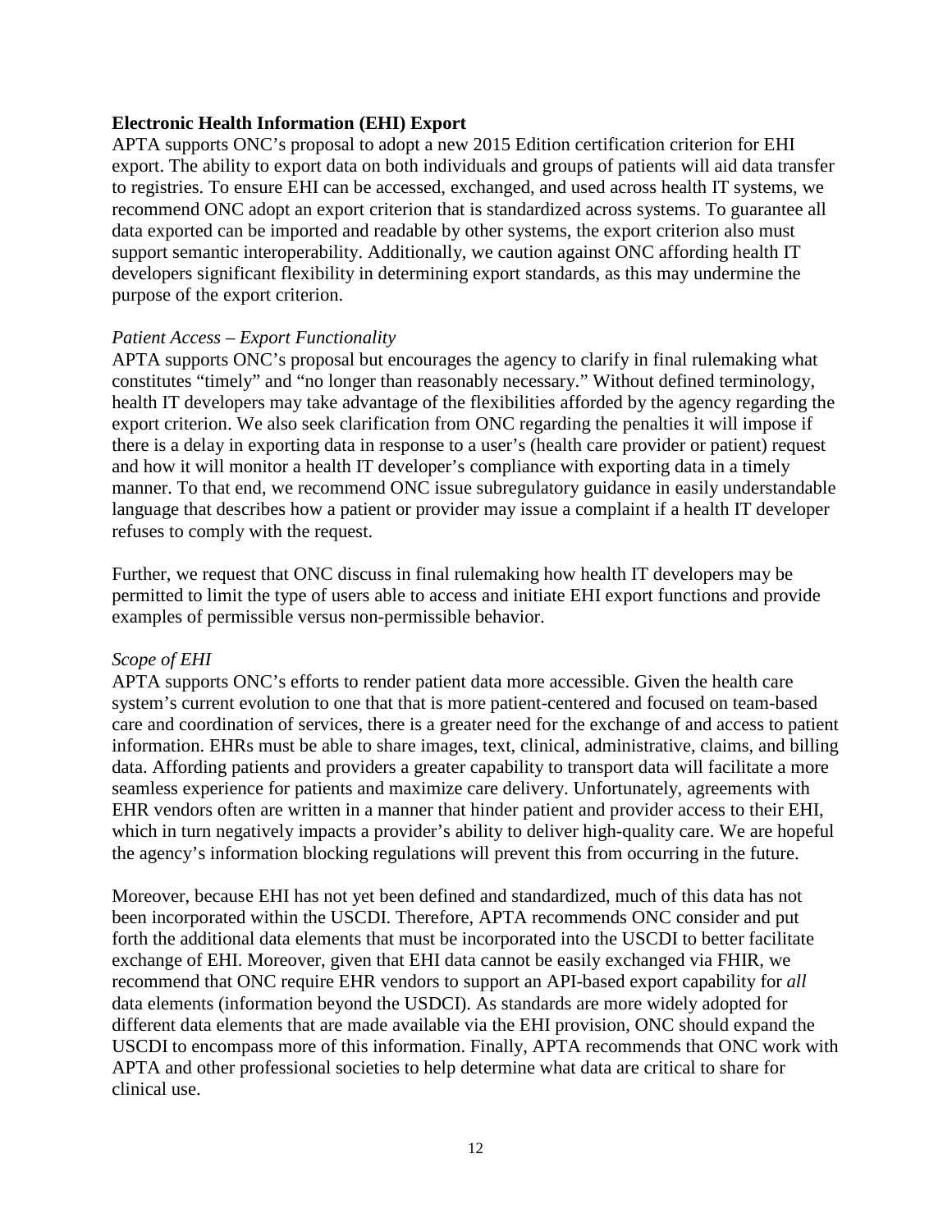**Electronic Health Information (EHI) Export**

APTA supports ONC's proposal to adopt a new 2015 Edition certification criterion for EHI export. The ability to export data on both individuals and groups of patients will aid data transfer to registries. To ensure EHI can be accessed, exchanged, and used across health IT systems, we recommend ONC adopt an export criterion that is standardized across systems. To guarantee all data exported can be imported and readable by other systems, the export criterion also must support semantic interoperability. Additionally, we caution against ONC affording health IT developers significant flexibility in determining export standards, as this may undermine the purpose of the export criterion.

*Patient Access – Export Functionality*

APTA supports ONC's proposal but encourages the agency to clarify in final rulemaking what constitutes "timely" and "no longer than reasonably necessary." Without defined terminology, health IT developers may take advantage of the flexibilities afforded by the agency regarding the export criterion. We also seek clarification from ONC regarding the penalties it will impose if there is a delay in exporting data in response to a user's (health care provider or patient) request and how it will monitor a health IT developer's compliance with exporting data in a timely manner. To that end, we recommend ONC issue subregulatory guidance in easily understandable language that describes how a patient or provider may issue a complaint if a health IT developer refuses to comply with the request.

Further, we request that ONC discuss in final rulemaking how health IT developers may be permitted to limit the type of users able to access and initiate EHI export functions and provide examples of permissible versus non-permissible behavior.

*Scope of EHI*

APTA supports ONC's efforts to render patient data more accessible. Given the health care system's current evolution to one that that is more patient-centered and focused on team-based care and coordination of services, there is a greater need for the exchange of and access to patient information. EHRs must be able to share images, text, clinical, administrative, claims, and billing data. Affording patients and providers a greater capability to transport data will facilitate a more seamless experience for patients and maximize care delivery. Unfortunately, agreements with EHR vendors often are written in a manner that hinder patient and provider access to their EHI, which in turn negatively impacts a provider's ability to deliver high-quality care. We are hopeful the agency's information blocking regulations will prevent this from occurring in the future.

Moreover, because EHI has not yet been defined and standardized, much of this data has not been incorporated within the USCDI. Therefore, APTA recommends ONC consider and put forth the additional data elements that must be incorporated into the USCDI to better facilitate exchange of EHI. Moreover, given that EHI data cannot be easily exchanged via FHIR, we recommend that ONC require EHR vendors to support an API-based export capability for *all* data elements (information beyond the USDCI). As standards are more widely adopted for different data elements that are made available via the EHI provision, ONC should expand the USCDI to encompass more of this information. Finally, APTA recommends that ONC work with APTA and other professional societies to help determine what data are critical to share for clinical use.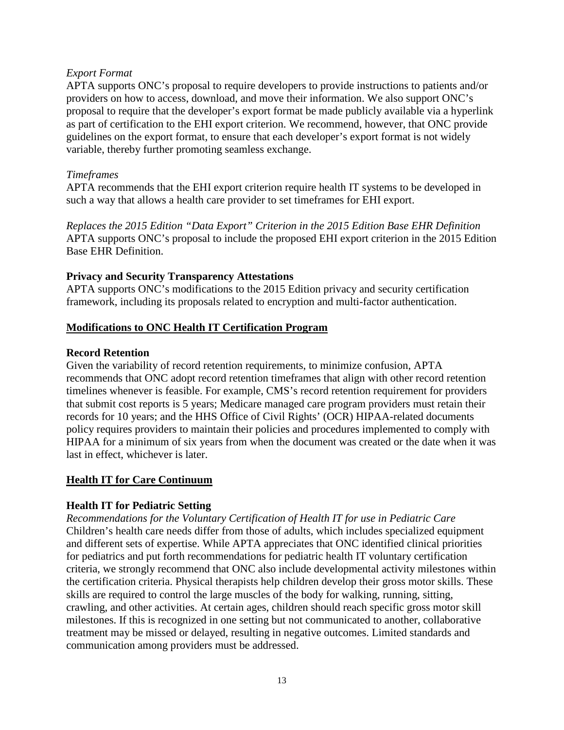*Export Format*

APTA supports ONC's proposal to require developers to provide instructions to patients and/or providers on how to access, download, and move their information. We also support ONC's proposal to require that the developer's export format be made publicly available via a hyperlink as part of certification to the EHI export criterion. We recommend, however, that ONC provide guidelines on the export format, to ensure that each developer's export format is not widely variable, thereby further promoting seamless exchange.

*Timeframes*

APTA recommends that the EHI export criterion require health IT systems to be developed in such a way that allows a health care provider to set timeframes for EHI export.

*Replaces the 2015 Edition "Data Export" Criterion in the 2015 Edition Base EHR Definition*

APTA supports ONC's proposal to include the proposed EHI export criterion in the 2015 Edition Base EHR Definition.

**Privacy and Security Transparency Attestations**

APTA supports ONC's modifications to the 2015 Edition privacy and security certification framework, including its proposals related to encryption and multi-factor authentication.

## Modifications to ONC Health IT Certification Program

**Record Retention**

Given the variability of record retention requirements, to minimize confusion, APTA recommends that ONC adopt record retention timeframes that align with other record retention timelines whenever is feasible. For example, CMS's record retention requirement for providers that submit cost reports is 5 years; Medicare managed care program providers must retain their records for 10 years; and the HHS Office of Civil Rights' (OCR) HIPAA-related documents policy requires providers to maintain their policies and procedures implemented to comply with HIPAA for a minimum of six years from when the document was created or the date when it was last in effect, whichever is later.

## Health IT for Care Continuum

**Health IT for Pediatric Setting**

*Recommendations for the Voluntary Certification of Health IT for use in Pediatric Care*

Children's health care needs differ from those of adults, which includes specialized equipment and different sets of expertise. While APTA appreciates that ONC identified clinical priorities for pediatrics and put forth recommendations for pediatric health IT voluntary certification criteria, we strongly recommend that ONC also include developmental activity milestones within the certification criteria. Physical therapists help children develop their gross motor skills. These skills are required to control the large muscles of the body for walking, running, sitting, crawling, and other activities. At certain ages, children should reach specific gross motor skill milestones. If this is recognized in one setting but not communicated to another, collaborative treatment may be missed or delayed, resulting in negative outcomes. Limited standards and communication among providers must be addressed.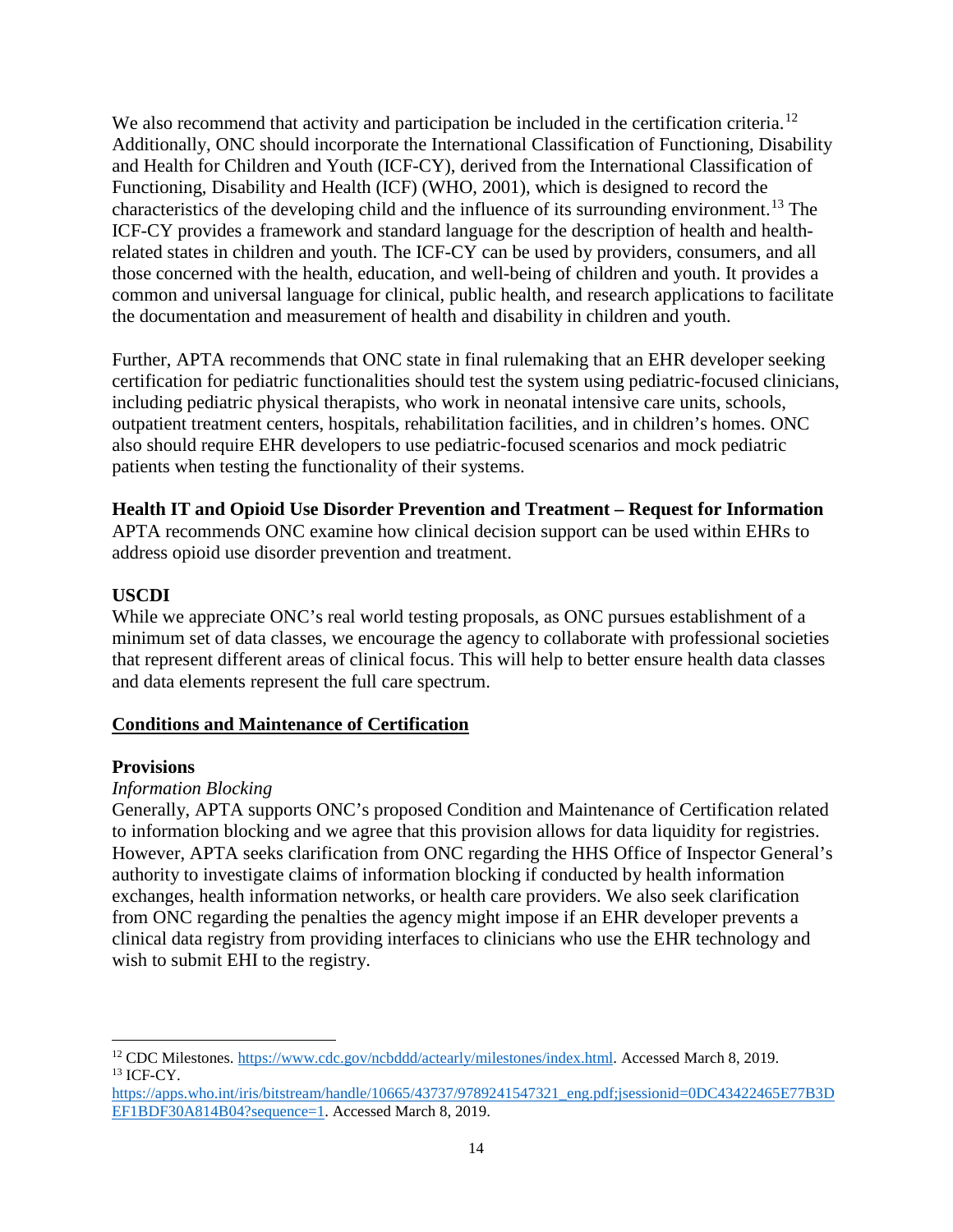We also recommend that activity and participation be included in the certification criteria.[12] Additionally, ONC should incorporate the International Classification of Functioning, Disability and Health for Children and Youth (ICF-CY), derived from the International Classification of Functioning, Disability and Health (ICF) (WHO, 2001), which is designed to record the characteristics of the developing child and the influence of its surrounding environment.[13] The ICF-CY provides a framework and standard language for the description of health and health-related states in children and youth. The ICF-CY can be used by providers, consumers, and all those concerned with the health, education, and well-being of children and youth. It provides a common and universal language for clinical, public health, and research applications to facilitate the documentation and measurement of health and disability in children and youth.

Further, APTA recommends that ONC state in final rulemaking that an EHR developer seeking certification for pediatric functionalities should test the system using pediatric-focused clinicians, including pediatric physical therapists, who work in neonatal intensive care units, schools, outpatient treatment centers, hospitals, rehabilitation facilities, and in children's homes. ONC also should require EHR developers to use pediatric-focused scenarios and mock pediatric patients when testing the functionality of their systems.

**Health IT and Opioid Use Disorder Prevention and Treatment – Request for Information**

APTA recommends ONC examine how clinical decision support can be used within EHRs to address opioid use disorder prevention and treatment.

**USCDI**

While we appreciate ONC's real world testing proposals, as ONC pursues establishment of a minimum set of data classes, we encourage the agency to collaborate with professional societies that represent different areas of clinical focus. This will help to better ensure health data classes and data elements represent the full care spectrum.

## Conditions and Maintenance of Certification

**Provisions**

*Information Blocking*

Generally, APTA supports ONC's proposed Condition and Maintenance of Certification related to information blocking and we agree that this provision allows for data liquidity for registries. However, APTA seeks clarification from ONC regarding the HHS Office of Inspector General's authority to investigate claims of information blocking if conducted by health information exchanges, health information networks, or health care providers. We also seek clarification from ONC regarding the penalties the agency might impose if an EHR developer prevents a clinical data registry from providing interfaces to clinicians who use the EHR technology and wish to submit EHI to the registry.

---

[12] CDC Milestones. https://www.cdc.gov/ncbddd/actearly/milestones/index.html. Accessed March 8, 2019.

[13] ICF-CY. https://apps.who.int/iris/bitstream/handle/10665/43737/9789241547321_eng.pdf;jsessionid=0DC43422465E77B3DEF1BDF30A814B04?sequence=1. Accessed March 8, 2019.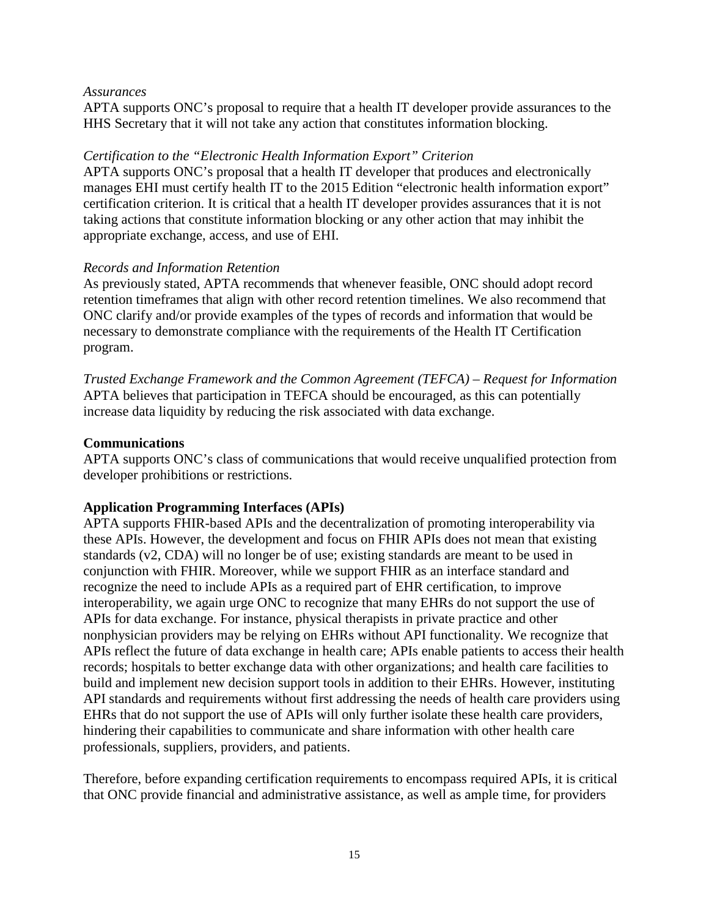*Assurances*
APTA supports ONC's proposal to require that a health IT developer provide assurances to the HHS Secretary that it will not take any action that constitutes information blocking.

*Certification to the "Electronic Health Information Export" Criterion*
APTA supports ONC's proposal that a health IT developer that produces and electronically manages EHI must certify health IT to the 2015 Edition "electronic health information export" certification criterion. It is critical that a health IT developer provides assurances that it is not taking actions that constitute information blocking or any other action that may inhibit the appropriate exchange, access, and use of EHI.

*Records and Information Retention*
As previously stated, APTA recommends that whenever feasible, ONC should adopt record retention timeframes that align with other record retention timelines. We also recommend that ONC clarify and/or provide examples of the types of records and information that would be necessary to demonstrate compliance with the requirements of the Health IT Certification program.

*Trusted Exchange Framework and the Common Agreement (TEFCA) – Request for Information*
APTA believes that participation in TEFCA should be encouraged, as this can potentially increase data liquidity by reducing the risk associated with data exchange.

**Communications**
APTA supports ONC's class of communications that would receive unqualified protection from developer prohibitions or restrictions.

**Application Programming Interfaces (APIs)**
APTA supports FHIR-based APIs and the decentralization of promoting interoperability via these APIs. However, the development and focus on FHIR APIs does not mean that existing standards (v2, CDA) will no longer be of use; existing standards are meant to be used in conjunction with FHIR. Moreover, while we support FHIR as an interface standard and recognize the need to include APIs as a required part of EHR certification, to improve interoperability, we again urge ONC to recognize that many EHRs do not support the use of APIs for data exchange. For instance, physical therapists in private practice and other nonphysician providers may be relying on EHRs without API functionality. We recognize that APIs reflect the future of data exchange in health care; APIs enable patients to access their health records; hospitals to better exchange data with other organizations; and health care facilities to build and implement new decision support tools in addition to their EHRs. However, instituting API standards and requirements without first addressing the needs of health care providers using EHRs that do not support the use of APIs will only further isolate these health care providers, hindering their capabilities to communicate and share information with other health care professionals, suppliers, providers, and patients.

Therefore, before expanding certification requirements to encompass required APIs, it is critical that ONC provide financial and administrative assistance, as well as ample time, for providers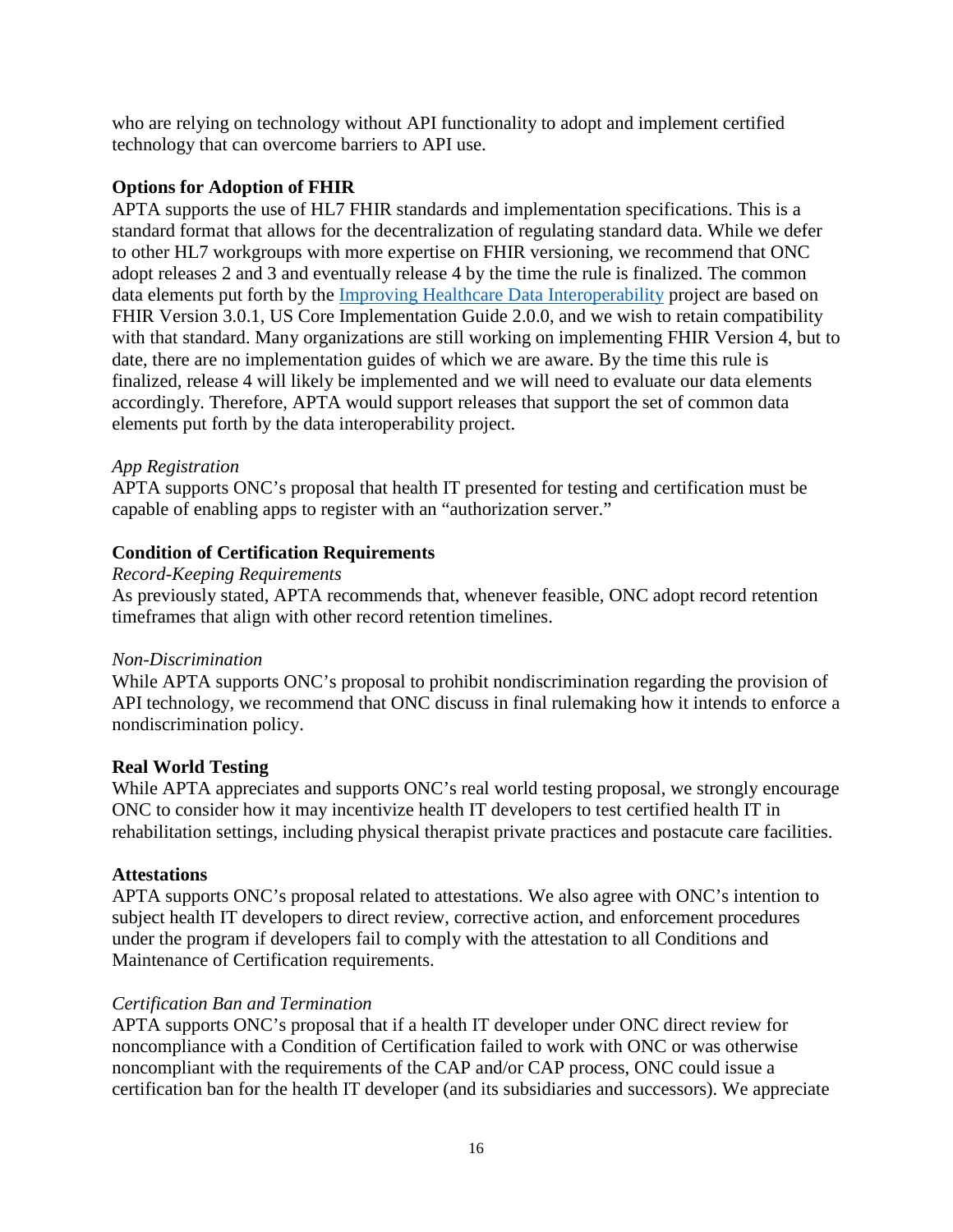who are relying on technology without API functionality to adopt and implement certified technology that can overcome barriers to API use.

**Options for Adoption of FHIR**

APTA supports the use of HL7 FHIR standards and implementation specifications. This is a standard format that allows for the decentralization of regulating standard data. While we defer to other HL7 workgroups with more expertise on FHIR versioning, we recommend that ONC adopt releases 2 and 3 and eventually release 4 by the time the rule is finalized. The common data elements put forth by the [Improving Healthcare Data Interoperability](Improving Healthcare Data Interoperability) project are based on FHIR Version 3.0.1, US Core Implementation Guide 2.0.0, and we wish to retain compatibility with that standard. Many organizations are still working on implementing FHIR Version 4, but to date, there are no implementation guides of which we are aware. By the time this rule is finalized, release 4 will likely be implemented and we will need to evaluate our data elements accordingly. Therefore, APTA would support releases that support the set of common data elements put forth by the data interoperability project.

*App Registration*

APTA supports ONC's proposal that health IT presented for testing and certification must be capable of enabling apps to register with an "authorization server."

**Condition of Certification Requirements**

*Record-Keeping Requirements*

As previously stated, APTA recommends that, whenever feasible, ONC adopt record retention timeframes that align with other record retention timelines.

*Non-Discrimination*

While APTA supports ONC's proposal to prohibit nondiscrimination regarding the provision of API technology, we recommend that ONC discuss in final rulemaking how it intends to enforce a nondiscrimination policy.

**Real World Testing**

While APTA appreciates and supports ONC's real world testing proposal, we strongly encourage ONC to consider how it may incentivize health IT developers to test certified health IT in rehabilitation settings, including physical therapist private practices and postacute care facilities.

**Attestations**

APTA supports ONC's proposal related to attestations. We also agree with ONC's intention to subject health IT developers to direct review, corrective action, and enforcement procedures under the program if developers fail to comply with the attestation to all Conditions and Maintenance of Certification requirements.

*Certification Ban and Termination*

APTA supports ONC's proposal that if a health IT developer under ONC direct review for noncompliance with a Condition of Certification failed to work with ONC or was otherwise noncompliant with the requirements of the CAP and/or CAP process, ONC could issue a certification ban for the health IT developer (and its subsidiaries and successors). We appreciate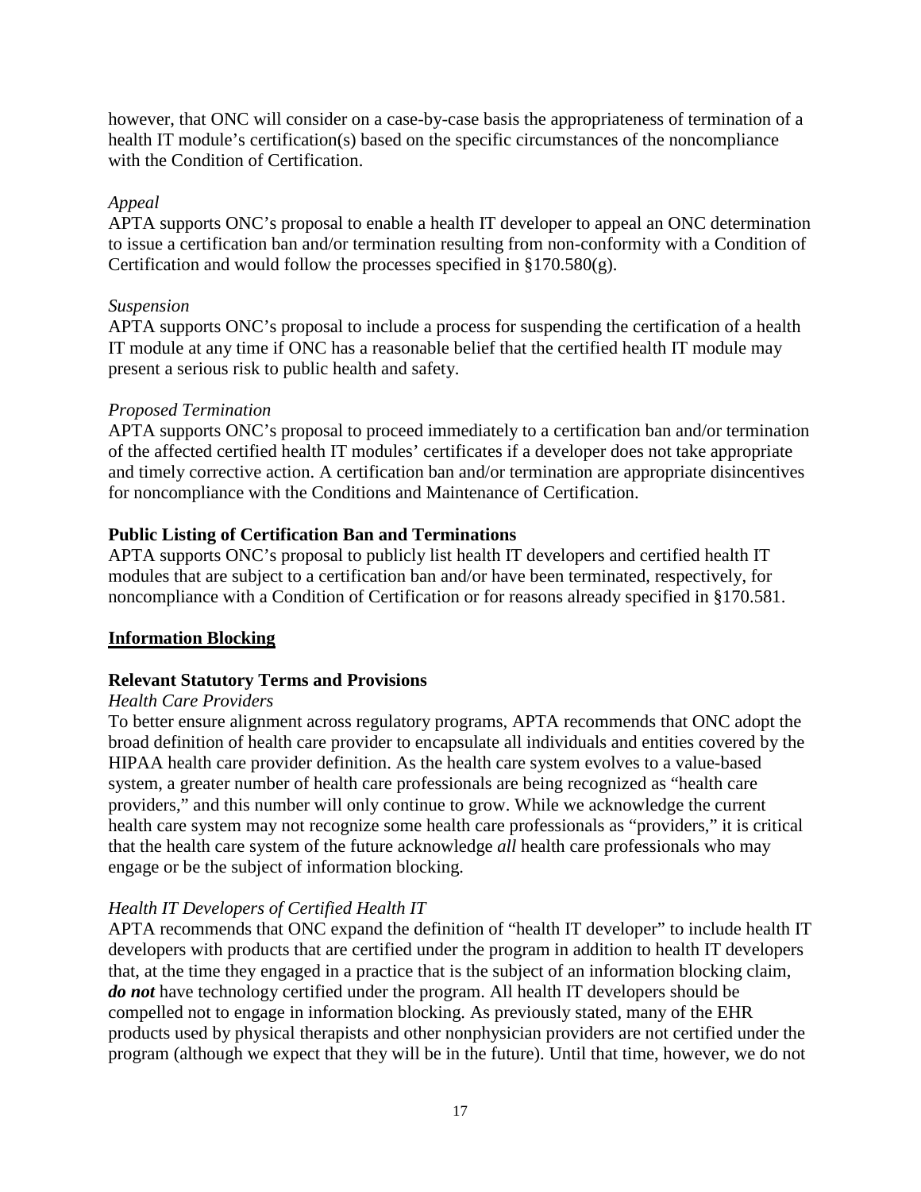however, that ONC will consider on a case-by-case basis the appropriateness of termination of a health IT module's certification(s) based on the specific circumstances of the noncompliance with the Condition of Certification.

*Appeal*

APTA supports ONC's proposal to enable a health IT developer to appeal an ONC determination to issue a certification ban and/or termination resulting from non-conformity with a Condition of Certification and would follow the processes specified in §170.580(g).

*Suspension*

APTA supports ONC's proposal to include a process for suspending the certification of a health IT module at any time if ONC has a reasonable belief that the certified health IT module may present a serious risk to public health and safety.

*Proposed Termination*

APTA supports ONC's proposal to proceed immediately to a certification ban and/or termination of the affected certified health IT modules' certificates if a developer does not take appropriate and timely corrective action. A certification ban and/or termination are appropriate disincentives for noncompliance with the Conditions and Maintenance of Certification.

**Public Listing of Certification Ban and Terminations**

APTA supports ONC's proposal to publicly list health IT developers and certified health IT modules that are subject to a certification ban and/or have been terminated, respectively, for noncompliance with a Condition of Certification or for reasons already specified in §170.581.

## Information Blocking

**Relevant Statutory Terms and Provisions**

*Health Care Providers*

To better ensure alignment across regulatory programs, APTA recommends that ONC adopt the broad definition of health care provider to encapsulate all individuals and entities covered by the HIPAA health care provider definition. As the health care system evolves to a value-based system, a greater number of health care professionals are being recognized as "health care providers," and this number will only continue to grow. While we acknowledge the current health care system may not recognize some health care professionals as "providers," it is critical that the health care system of the future acknowledge *all* health care professionals who may engage or be the subject of information blocking.

*Health IT Developers of Certified Health IT*

APTA recommends that ONC expand the definition of "health IT developer" to include health IT developers with products that are certified under the program in addition to health IT developers that, at the time they engaged in a practice that is the subject of an information blocking claim, ***do not*** have technology certified under the program. All health IT developers should be compelled not to engage in information blocking. As previously stated, many of the EHR products used by physical therapists and other nonphysician providers are not certified under the program (although we expect that they will be in the future). Until that time, however, we do not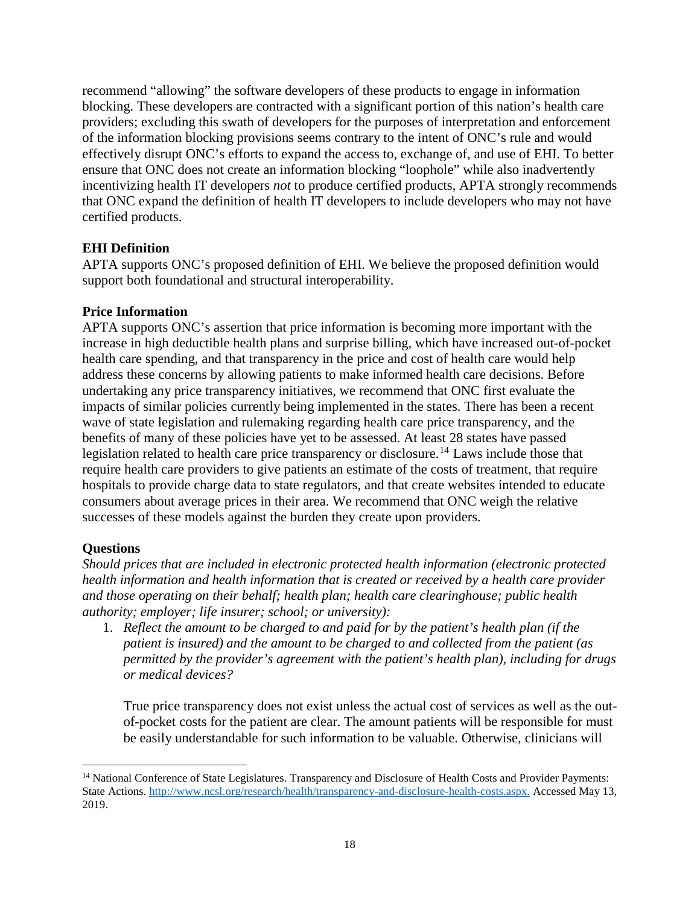recommend "allowing" the software developers of these products to engage in information blocking. These developers are contracted with a significant portion of this nation's health care providers; excluding this swath of developers for the purposes of interpretation and enforcement of the information blocking provisions seems contrary to the intent of ONC's rule and would effectively disrupt ONC's efforts to expand the access to, exchange of, and use of EHI. To better ensure that ONC does not create an information blocking "loophole" while also inadvertently incentivizing health IT developers *not* to produce certified products, APTA strongly recommends that ONC expand the definition of health IT developers to include developers who may not have certified products.

**EHI Definition**

APTA supports ONC's proposed definition of EHI. We believe the proposed definition would support both foundational and structural interoperability.

**Price Information**

APTA supports ONC's assertion that price information is becoming more important with the increase in high deductible health plans and surprise billing, which have increased out-of-pocket health care spending, and that transparency in the price and cost of health care would help address these concerns by allowing patients to make informed health care decisions. Before undertaking any price transparency initiatives, we recommend that ONC first evaluate the impacts of similar policies currently being implemented in the states. There has been a recent wave of state legislation and rulemaking regarding health care price transparency, and the benefits of many of these policies have yet to be assessed. At least 28 states have passed legislation related to health care price transparency or disclosure.[14] Laws include those that require health care providers to give patients an estimate of the costs of treatment, that require hospitals to provide charge data to state regulators, and that create websites intended to educate consumers about average prices in their area. We recommend that ONC weigh the relative successes of these models against the burden they create upon providers.

**Questions**

*Should prices that are included in electronic protected health information (electronic protected health information and health information that is created or received by a health care provider and those operating on their behalf; health plan; health care clearinghouse; public health authority; employer; life insurer; school; or university):*

1. *Reflect the amount to be charged to and paid for by the patient's health plan (if the patient is insured) and the amount to be charged to and collected from the patient (as permitted by the provider's agreement with the patient's health plan), including for drugs or medical devices?*

   True price transparency does not exist unless the actual cost of services as well as the out-of-pocket costs for the patient are clear. The amount patients will be responsible for must be easily understandable for such information to be valuable. Otherwise, clinicians will

---

[14] National Conference of State Legislatures. Transparency and Disclosure of Health Costs and Provider Payments: State Actions. http://www.ncsl.org/research/health/transparency-and-disclosure-health-costs.aspx. Accessed May 13, 2019.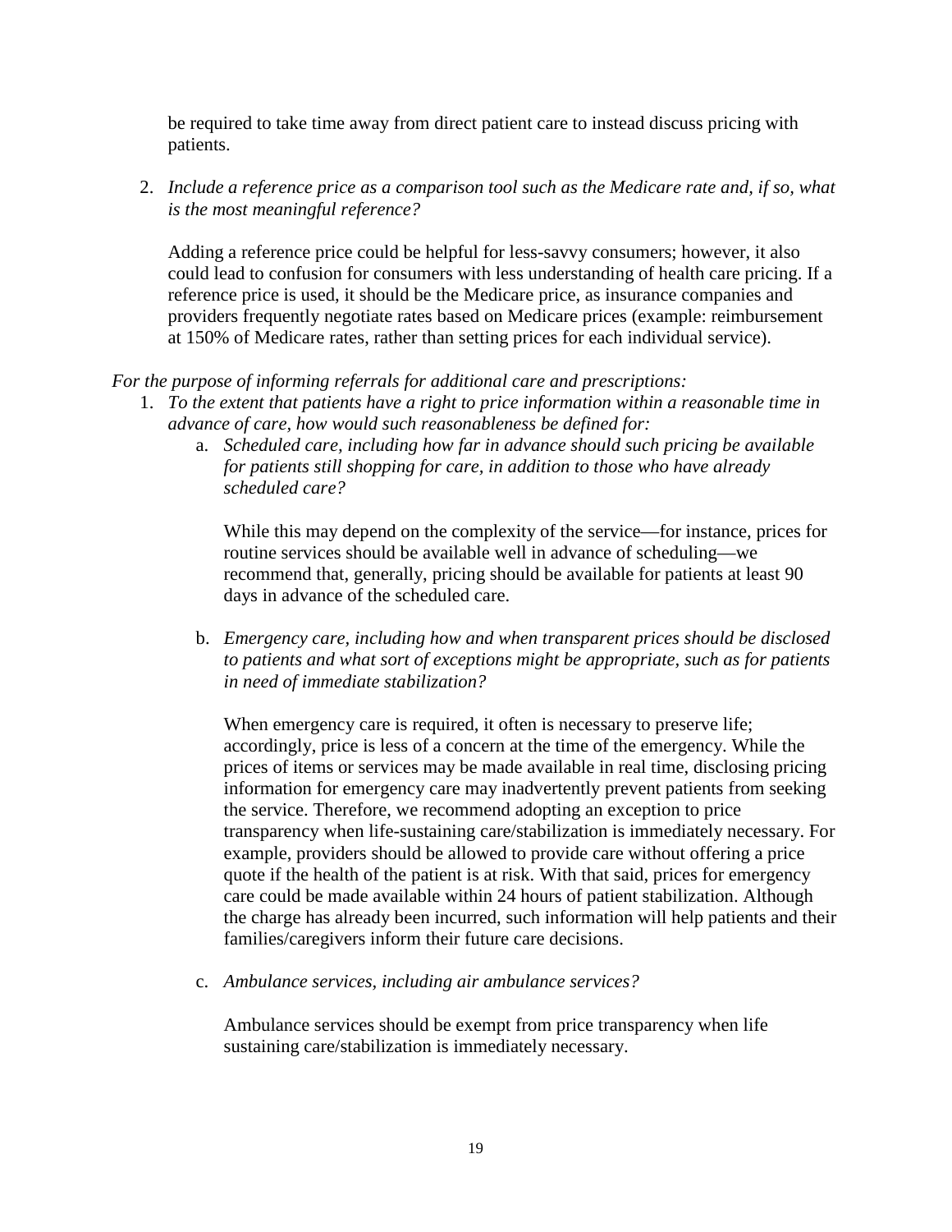be required to take time away from direct patient care to instead discuss pricing with patients.

2. *Include a reference price as a comparison tool such as the Medicare rate and, if so, what is the most meaningful reference?*

   Adding a reference price could be helpful for less-savvy consumers; however, it also could lead to confusion for consumers with less understanding of health care pricing. If a reference price is used, it should be the Medicare price, as insurance companies and providers frequently negotiate rates based on Medicare prices (example: reimbursement at 150% of Medicare rates, rather than setting prices for each individual service).

*For the purpose of informing referrals for additional care and prescriptions:*

1. *To the extent that patients have a right to price information within a reasonable time in advance of care, how would such reasonableness be defined for:*
   a. *Scheduled care, including how far in advance should such pricing be available for patients still shopping for care, in addition to those who have already scheduled care?*

      While this may depend on the complexity of the service—for instance, prices for routine services should be available well in advance of scheduling—we recommend that, generally, pricing should be available for patients at least 90 days in advance of the scheduled care.

   b. *Emergency care, including how and when transparent prices should be disclosed to patients and what sort of exceptions might be appropriate, such as for patients in need of immediate stabilization?*

      When emergency care is required, it often is necessary to preserve life; accordingly, price is less of a concern at the time of the emergency. While the prices of items or services may be made available in real time, disclosing pricing information for emergency care may inadvertently prevent patients from seeking the service. Therefore, we recommend adopting an exception to price transparency when life-sustaining care/stabilization is immediately necessary. For example, providers should be allowed to provide care without offering a price quote if the health of the patient is at risk. With that said, prices for emergency care could be made available within 24 hours of patient stabilization. Although the charge has already been incurred, such information will help patients and their families/caregivers inform their future care decisions.

   c. *Ambulance services, including air ambulance services?*

      Ambulance services should be exempt from price transparency when life sustaining care/stabilization is immediately necessary.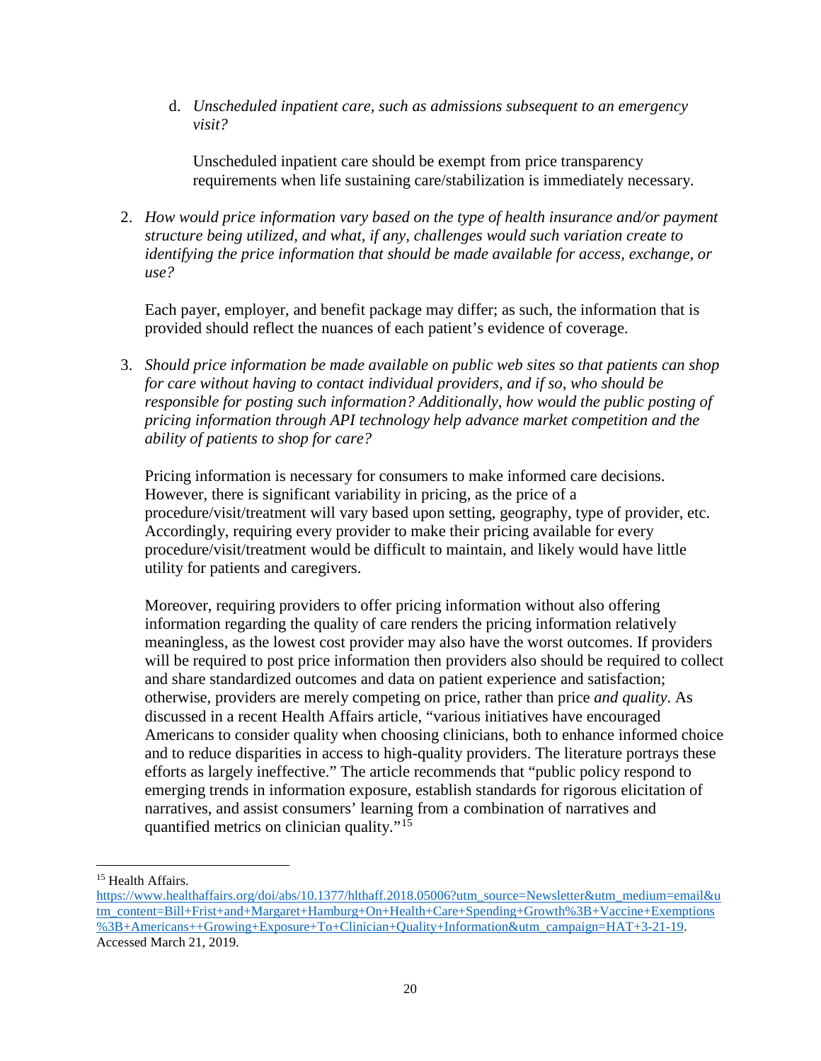d. *Unscheduled inpatient care, such as admissions subsequent to an emergency visit?*

   Unscheduled inpatient care should be exempt from price transparency requirements when life sustaining care/stabilization is immediately necessary.

2. *How would price information vary based on the type of health insurance and/or payment structure being utilized, and what, if any, challenges would such variation create to identifying the price information that should be made available for access, exchange, or use?*

   Each payer, employer, and benefit package may differ; as such, the information that is provided should reflect the nuances of each patient's evidence of coverage.

3. *Should price information be made available on public web sites so that patients can shop for care without having to contact individual providers, and if so, who should be responsible for posting such information? Additionally, how would the public posting of pricing information through API technology help advance market competition and the ability of patients to shop for care?*

   Pricing information is necessary for consumers to make informed care decisions. However, there is significant variability in pricing, as the price of a procedure/visit/treatment will vary based upon setting, geography, type of provider, etc. Accordingly, requiring every provider to make their pricing available for every procedure/visit/treatment would be difficult to maintain, and likely would have little utility for patients and caregivers.

   Moreover, requiring providers to offer pricing information without also offering information regarding the quality of care renders the pricing information relatively meaningless, as the lowest cost provider may also have the worst outcomes. If providers will be required to post price information then providers also should be required to collect and share standardized outcomes and data on patient experience and satisfaction; otherwise, providers are merely competing on price, rather than price *and quality*. As discussed in a recent Health Affairs article, "various initiatives have encouraged Americans to consider quality when choosing clinicians, both to enhance informed choice and to reduce disparities in access to high-quality providers. The literature portrays these efforts as largely ineffective." The article recommends that "public policy respond to emerging trends in information exposure, establish standards for rigorous elicitation of narratives, and assist consumers' learning from a combination of narratives and quantified metrics on clinician quality."[15]

---

[15] Health Affairs. https://www.healthaffairs.org/doi/abs/10.1377/hlthaff.2018.05006?utm_source=Newsletter&utm_medium=email&utm_content=Bill+Frist+and+Margaret+Hamburg+On+Health+Care+Spending+Growth%3B+Vaccine+Exemptions%3B+Americans++Growing+Exposure+To+Clinician+Quality+Information&utm_campaign=HAT+3-21-19. Accessed March 21, 2019.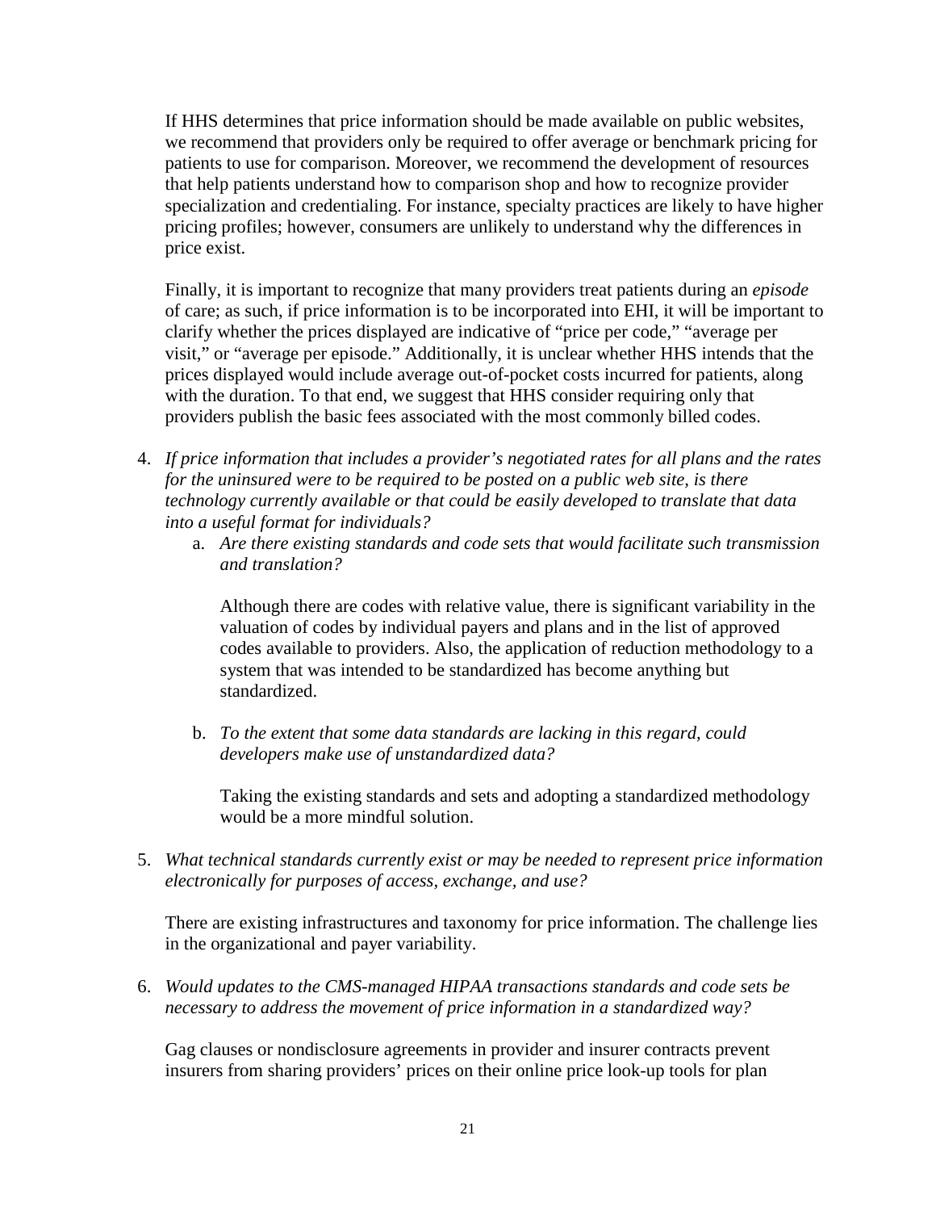If HHS determines that price information should be made available on public websites, we recommend that providers only be required to offer average or benchmark pricing for patients to use for comparison. Moreover, we recommend the development of resources that help patients understand how to comparison shop and how to recognize provider specialization and credentialing. For instance, specialty practices are likely to have higher pricing profiles; however, consumers are unlikely to understand why the differences in price exist.

Finally, it is important to recognize that many providers treat patients during an *episode* of care; as such, if price information is to be incorporated into EHI, it will be important to clarify whether the prices displayed are indicative of "price per code," "average per visit," or "average per episode." Additionally, it is unclear whether HHS intends that the prices displayed would include average out-of-pocket costs incurred for patients, along with the duration. To that end, we suggest that HHS consider requiring only that providers publish the basic fees associated with the most commonly billed codes.

4. *If price information that includes a provider's negotiated rates for all plans and the rates for the uninsured were to be required to be posted on a public web site, is there technology currently available or that could be easily developed to translate that data into a useful format for individuals?*
   a. *Are there existing standards and code sets that would facilitate such transmission and translation?*

      Although there are codes with relative value, there is significant variability in the valuation of codes by individual payers and plans and in the list of approved codes available to providers. Also, the application of reduction methodology to a system that was intended to be standardized has become anything but standardized.

   b. *To the extent that some data standards are lacking in this regard, could developers make use of unstandardized data?*

      Taking the existing standards and sets and adopting a standardized methodology would be a more mindful solution.

5. *What technical standards currently exist or may be needed to represent price information electronically for purposes of access, exchange, and use?*

   There are existing infrastructures and taxonomy for price information. The challenge lies in the organizational and payer variability.

6. *Would updates to the CMS-managed HIPAA transactions standards and code sets be necessary to address the movement of price information in a standardized way?*

   Gag clauses or nondisclosure agreements in provider and insurer contracts prevent insurers from sharing providers' prices on their online price look-up tools for plan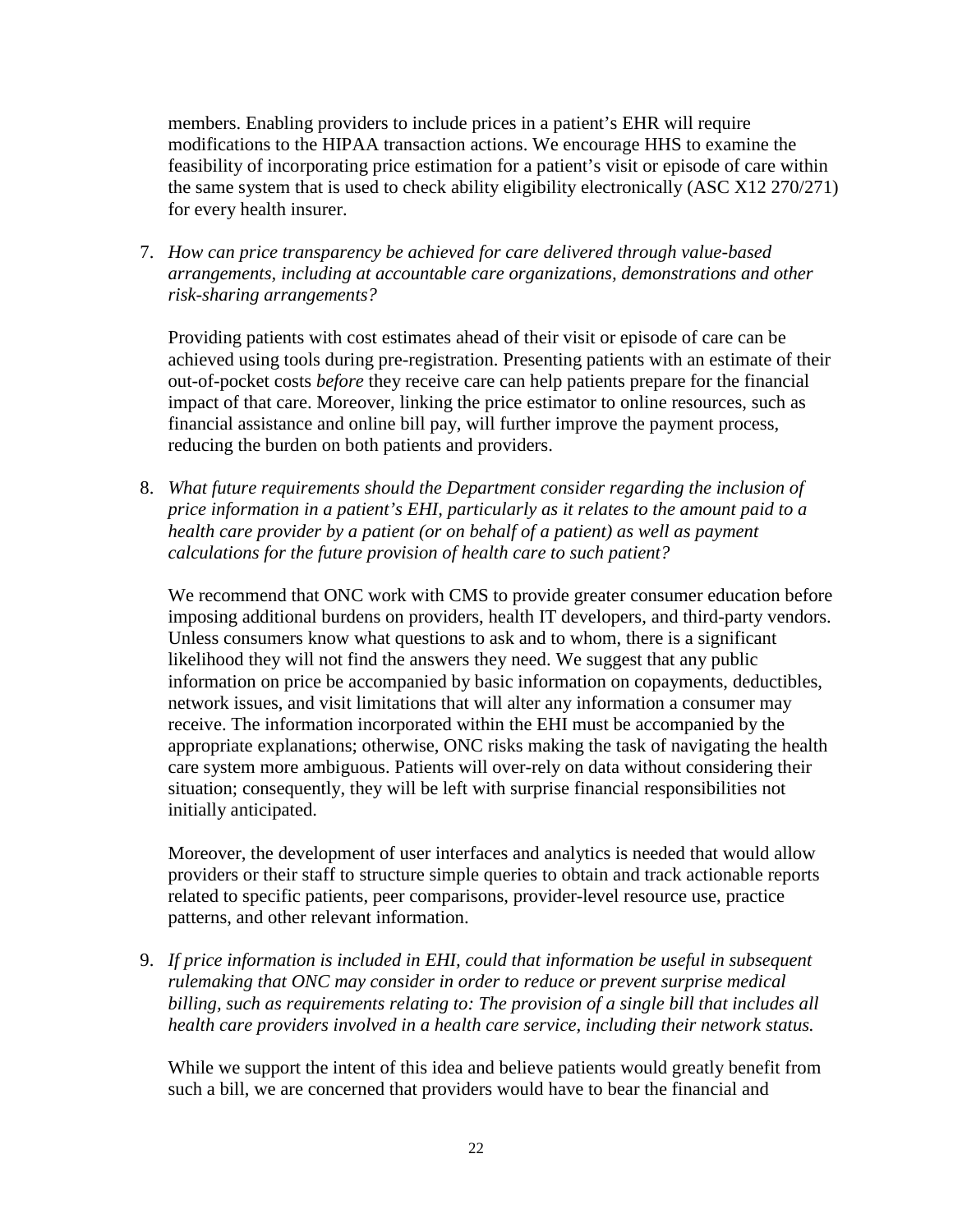members. Enabling providers to include prices in a patient's EHR will require modifications to the HIPAA transaction actions. We encourage HHS to examine the feasibility of incorporating price estimation for a patient's visit or episode of care within the same system that is used to check ability eligibility electronically (ASC X12 270/271) for every health insurer.

7. *How can price transparency be achieved for care delivered through value-based arrangements, including at accountable care organizations, demonstrations and other risk-sharing arrangements?*

   Providing patients with cost estimates ahead of their visit or episode of care can be achieved using tools during pre-registration. Presenting patients with an estimate of their out-of-pocket costs *before* they receive care can help patients prepare for the financial impact of that care. Moreover, linking the price estimator to online resources, such as financial assistance and online bill pay, will further improve the payment process, reducing the burden on both patients and providers.

8. *What future requirements should the Department consider regarding the inclusion of price information in a patient's EHI, particularly as it relates to the amount paid to a health care provider by a patient (or on behalf of a patient) as well as payment calculations for the future provision of health care to such patient?*

   We recommend that ONC work with CMS to provide greater consumer education before imposing additional burdens on providers, health IT developers, and third-party vendors. Unless consumers know what questions to ask and to whom, there is a significant likelihood they will not find the answers they need. We suggest that any public information on price be accompanied by basic information on copayments, deductibles, network issues, and visit limitations that will alter any information a consumer may receive. The information incorporated within the EHI must be accompanied by the appropriate explanations; otherwise, ONC risks making the task of navigating the health care system more ambiguous. Patients will over-rely on data without considering their situation; consequently, they will be left with surprise financial responsibilities not initially anticipated.

   Moreover, the development of user interfaces and analytics is needed that would allow providers or their staff to structure simple queries to obtain and track actionable reports related to specific patients, peer comparisons, provider-level resource use, practice patterns, and other relevant information.

9. *If price information is included in EHI, could that information be useful in subsequent rulemaking that ONC may consider in order to reduce or prevent surprise medical billing, such as requirements relating to: The provision of a single bill that includes all health care providers involved in a health care service, including their network status.*

   While we support the intent of this idea and believe patients would greatly benefit from such a bill, we are concerned that providers would have to bear the financial and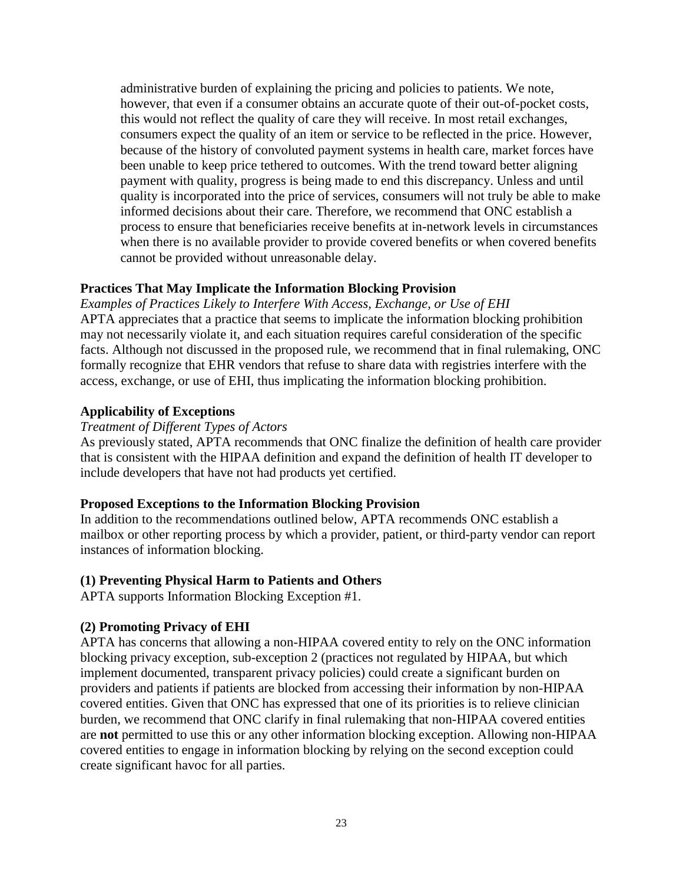administrative burden of explaining the pricing and policies to patients. We note, however, that even if a consumer obtains an accurate quote of their out-of-pocket costs, this would not reflect the quality of care they will receive. In most retail exchanges, consumers expect the quality of an item or service to be reflected in the price. However, because of the history of convoluted payment systems in health care, market forces have been unable to keep price tethered to outcomes. With the trend toward better aligning payment with quality, progress is being made to end this discrepancy. Unless and until quality is incorporated into the price of services, consumers will not truly be able to make informed decisions about their care. Therefore, we recommend that ONC establish a process to ensure that beneficiaries receive benefits at in-network levels in circumstances when there is no available provider to provide covered benefits or when covered benefits cannot be provided without unreasonable delay.

**Practices That May Implicate the Information Blocking Provision**

*Examples of Practices Likely to Interfere With Access, Exchange, or Use of EHI*

APTA appreciates that a practice that seems to implicate the information blocking prohibition may not necessarily violate it, and each situation requires careful consideration of the specific facts. Although not discussed in the proposed rule, we recommend that in final rulemaking, ONC formally recognize that EHR vendors that refuse to share data with registries interfere with the access, exchange, or use of EHI, thus implicating the information blocking prohibition.

**Applicability of Exceptions**

*Treatment of Different Types of Actors*

As previously stated, APTA recommends that ONC finalize the definition of health care provider that is consistent with the HIPAA definition and expand the definition of health IT developer to include developers that have not had products yet certified.

**Proposed Exceptions to the Information Blocking Provision**

In addition to the recommendations outlined below, APTA recommends ONC establish a mailbox or other reporting process by which a provider, patient, or third-party vendor can report instances of information blocking.

**(1) Preventing Physical Harm to Patients and Others**

APTA supports Information Blocking Exception #1.

**(2) Promoting Privacy of EHI**

APTA has concerns that allowing a non-HIPAA covered entity to rely on the ONC information blocking privacy exception, sub-exception 2 (practices not regulated by HIPAA, but which implement documented, transparent privacy policies) could create a significant burden on providers and patients if patients are blocked from accessing their information by non-HIPAA covered entities. Given that ONC has expressed that one of its priorities is to relieve clinician burden, we recommend that ONC clarify in final rulemaking that non-HIPAA covered entities are **not** permitted to use this or any other information blocking exception. Allowing non-HIPAA covered entities to engage in information blocking by relying on the second exception could create significant havoc for all parties.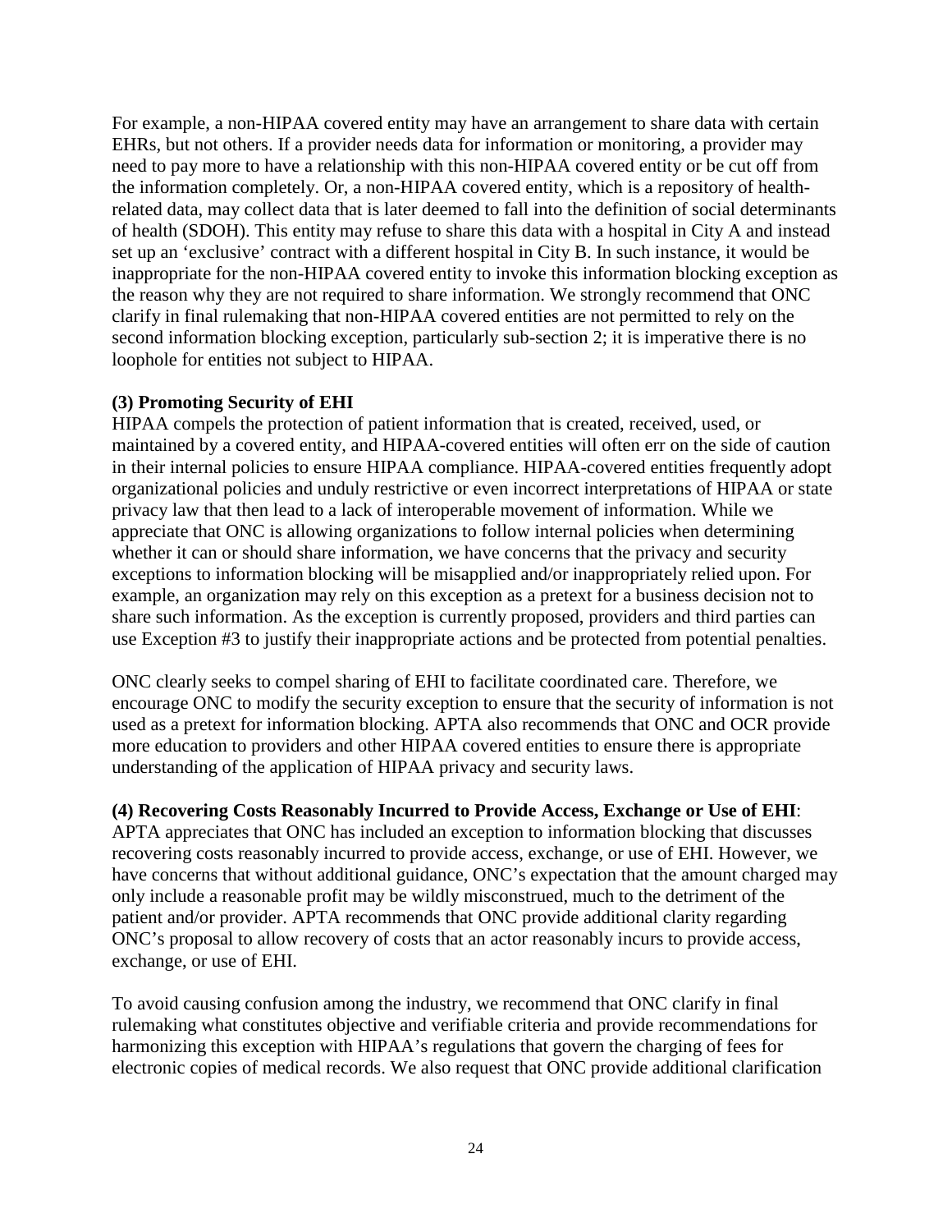For example, a non-HIPAA covered entity may have an arrangement to share data with certain EHRs, but not others. If a provider needs data for information or monitoring, a provider may need to pay more to have a relationship with this non-HIPAA covered entity or be cut off from the information completely. Or, a non-HIPAA covered entity, which is a repository of health-related data, may collect data that is later deemed to fall into the definition of social determinants of health (SDOH). This entity may refuse to share this data with a hospital in City A and instead set up an 'exclusive' contract with a different hospital in City B. In such instance, it would be inappropriate for the non-HIPAA covered entity to invoke this information blocking exception as the reason why they are not required to share information. We strongly recommend that ONC clarify in final rulemaking that non-HIPAA covered entities are not permitted to rely on the second information blocking exception, particularly sub-section 2; it is imperative there is no loophole for entities not subject to HIPAA.

**(3) Promoting Security of EHI**

HIPAA compels the protection of patient information that is created, received, used, or maintained by a covered entity, and HIPAA-covered entities will often err on the side of caution in their internal policies to ensure HIPAA compliance. HIPAA-covered entities frequently adopt organizational policies and unduly restrictive or even incorrect interpretations of HIPAA or state privacy law that then lead to a lack of interoperable movement of information. While we appreciate that ONC is allowing organizations to follow internal policies when determining whether it can or should share information, we have concerns that the privacy and security exceptions to information blocking will be misapplied and/or inappropriately relied upon. For example, an organization may rely on this exception as a pretext for a business decision not to share such information. As the exception is currently proposed, providers and third parties can use Exception #3 to justify their inappropriate actions and be protected from potential penalties.

ONC clearly seeks to compel sharing of EHI to facilitate coordinated care. Therefore, we encourage ONC to modify the security exception to ensure that the security of information is not used as a pretext for information blocking. APTA also recommends that ONC and OCR provide more education to providers and other HIPAA covered entities to ensure there is appropriate understanding of the application of HIPAA privacy and security laws.

**(4) Recovering Costs Reasonably Incurred to Provide Access, Exchange or Use of EHI**:

APTA appreciates that ONC has included an exception to information blocking that discusses recovering costs reasonably incurred to provide access, exchange, or use of EHI. However, we have concerns that without additional guidance, ONC's expectation that the amount charged may only include a reasonable profit may be wildly misconstrued, much to the detriment of the patient and/or provider. APTA recommends that ONC provide additional clarity regarding ONC's proposal to allow recovery of costs that an actor reasonably incurs to provide access, exchange, or use of EHI.

To avoid causing confusion among the industry, we recommend that ONC clarify in final rulemaking what constitutes objective and verifiable criteria and provide recommendations for harmonizing this exception with HIPAA's regulations that govern the charging of fees for electronic copies of medical records. We also request that ONC provide additional clarification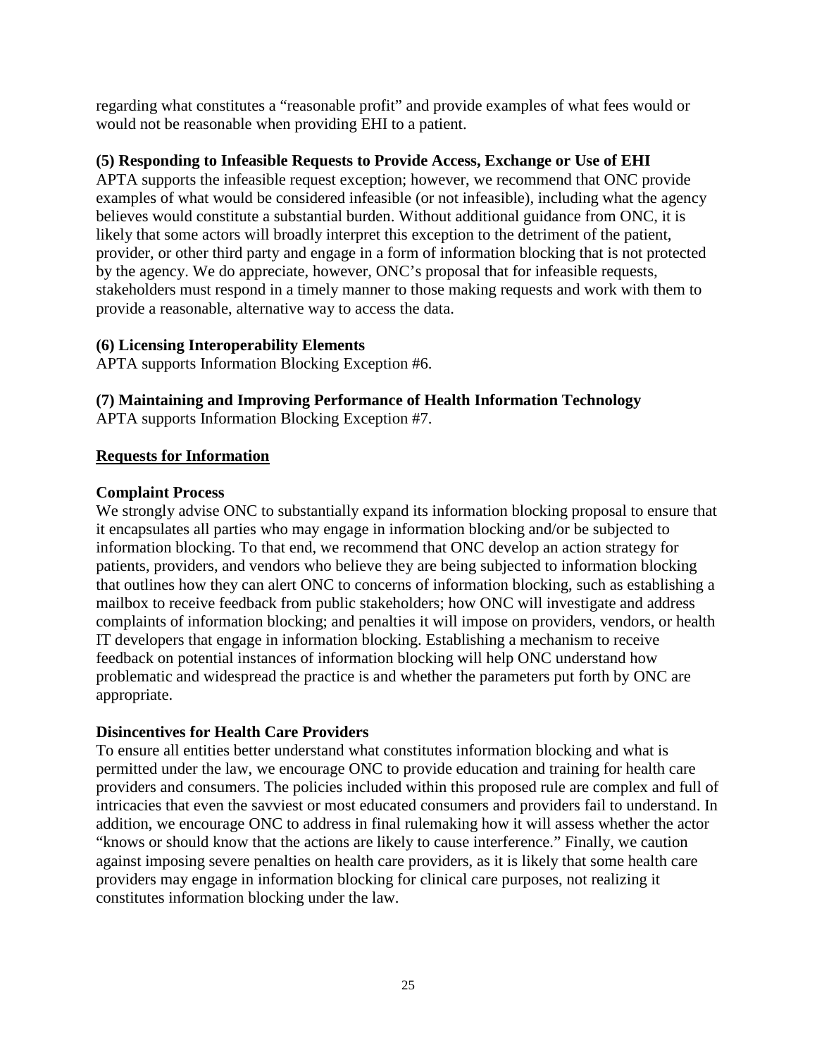regarding what constitutes a "reasonable profit" and provide examples of what fees would or would not be reasonable when providing EHI to a patient.

**(5) Responding to Infeasible Requests to Provide Access, Exchange or Use of EHI**
APTA supports the infeasible request exception; however, we recommend that ONC provide examples of what would be considered infeasible (or not infeasible), including what the agency believes would constitute a substantial burden. Without additional guidance from ONC, it is likely that some actors will broadly interpret this exception to the detriment of the patient, provider, or other third party and engage in a form of information blocking that is not protected by the agency. We do appreciate, however, ONC's proposal that for infeasible requests, stakeholders must respond in a timely manner to those making requests and work with them to provide a reasonable, alternative way to access the data.

**(6) Licensing Interoperability Elements**
APTA supports Information Blocking Exception #6.

**(7) Maintaining and Improving Performance of Health Information Technology**
APTA supports Information Blocking Exception #7.

## Requests for Information

**Complaint Process**
We strongly advise ONC to substantially expand its information blocking proposal to ensure that it encapsulates all parties who may engage in information blocking and/or be subjected to information blocking. To that end, we recommend that ONC develop an action strategy for patients, providers, and vendors who believe they are being subjected to information blocking that outlines how they can alert ONC to concerns of information blocking, such as establishing a mailbox to receive feedback from public stakeholders; how ONC will investigate and address complaints of information blocking; and penalties it will impose on providers, vendors, or health IT developers that engage in information blocking. Establishing a mechanism to receive feedback on potential instances of information blocking will help ONC understand how problematic and widespread the practice is and whether the parameters put forth by ONC are appropriate.

**Disincentives for Health Care Providers**
To ensure all entities better understand what constitutes information blocking and what is permitted under the law, we encourage ONC to provide education and training for health care providers and consumers. The policies included within this proposed rule are complex and full of intricacies that even the savviest or most educated consumers and providers fail to understand. In addition, we encourage ONC to address in final rulemaking how it will assess whether the actor "knows or should know that the actions are likely to cause interference." Finally, we caution against imposing severe penalties on health care providers, as it is likely that some health care providers may engage in information blocking for clinical care purposes, not realizing it constitutes information blocking under the law.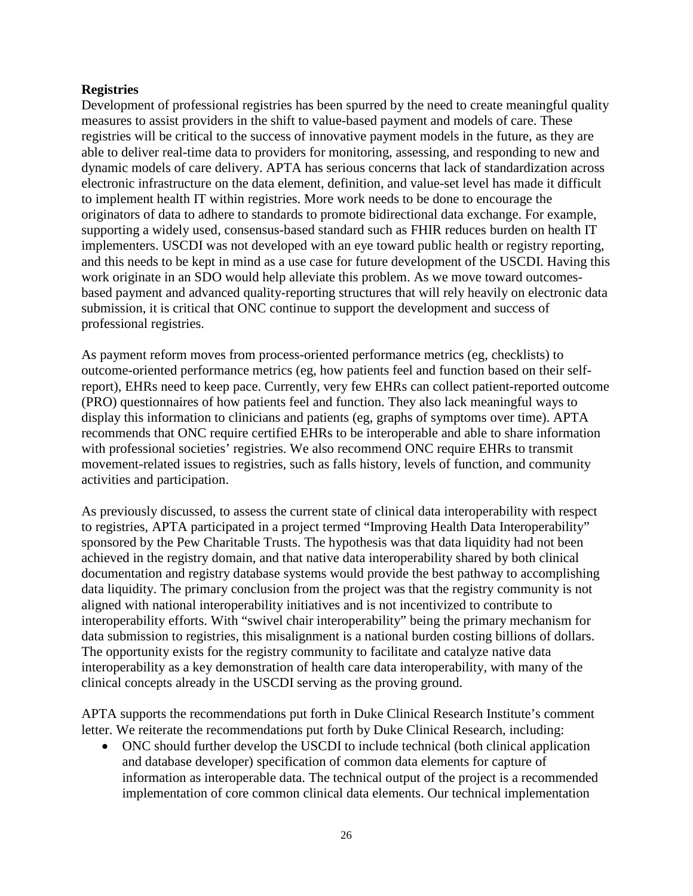**Registries**

Development of professional registries has been spurred by the need to create meaningful quality measures to assist providers in the shift to value-based payment and models of care. These registries will be critical to the success of innovative payment models in the future, as they are able to deliver real-time data to providers for monitoring, assessing, and responding to new and dynamic models of care delivery. APTA has serious concerns that lack of standardization across electronic infrastructure on the data element, definition, and value-set level has made it difficult to implement health IT within registries. More work needs to be done to encourage the originators of data to adhere to standards to promote bidirectional data exchange. For example, supporting a widely used, consensus-based standard such as FHIR reduces burden on health IT implementers. USCDI was not developed with an eye toward public health or registry reporting, and this needs to be kept in mind as a use case for future development of the USCDI. Having this work originate in an SDO would help alleviate this problem. As we move toward outcomes-based payment and advanced quality-reporting structures that will rely heavily on electronic data submission, it is critical that ONC continue to support the development and success of professional registries.

As payment reform moves from process-oriented performance metrics (eg, checklists) to outcome-oriented performance metrics (eg, how patients feel and function based on their self-report), EHRs need to keep pace. Currently, very few EHRs can collect patient-reported outcome (PRO) questionnaires of how patients feel and function. They also lack meaningful ways to display this information to clinicians and patients (eg, graphs of symptoms over time). APTA recommends that ONC require certified EHRs to be interoperable and able to share information with professional societies' registries. We also recommend ONC require EHRs to transmit movement-related issues to registries, such as falls history, levels of function, and community activities and participation.

As previously discussed, to assess the current state of clinical data interoperability with respect to registries, APTA participated in a project termed "Improving Health Data Interoperability" sponsored by the Pew Charitable Trusts. The hypothesis was that data liquidity had not been achieved in the registry domain, and that native data interoperability shared by both clinical documentation and registry database systems would provide the best pathway to accomplishing data liquidity. The primary conclusion from the project was that the registry community is not aligned with national interoperability initiatives and is not incentivized to contribute to interoperability efforts. With "swivel chair interoperability" being the primary mechanism for data submission to registries, this misalignment is a national burden costing billions of dollars. The opportunity exists for the registry community to facilitate and catalyze native data interoperability as a key demonstration of health care data interoperability, with many of the clinical concepts already in the USCDI serving as the proving ground.

APTA supports the recommendations put forth in Duke Clinical Research Institute's comment letter. We reiterate the recommendations put forth by Duke Clinical Research, including:

- ONC should further develop the USCDI to include technical (both clinical application and database developer) specification of common data elements for capture of information as interoperable data. The technical output of the project is a recommended implementation of core common clinical data elements. Our technical implementation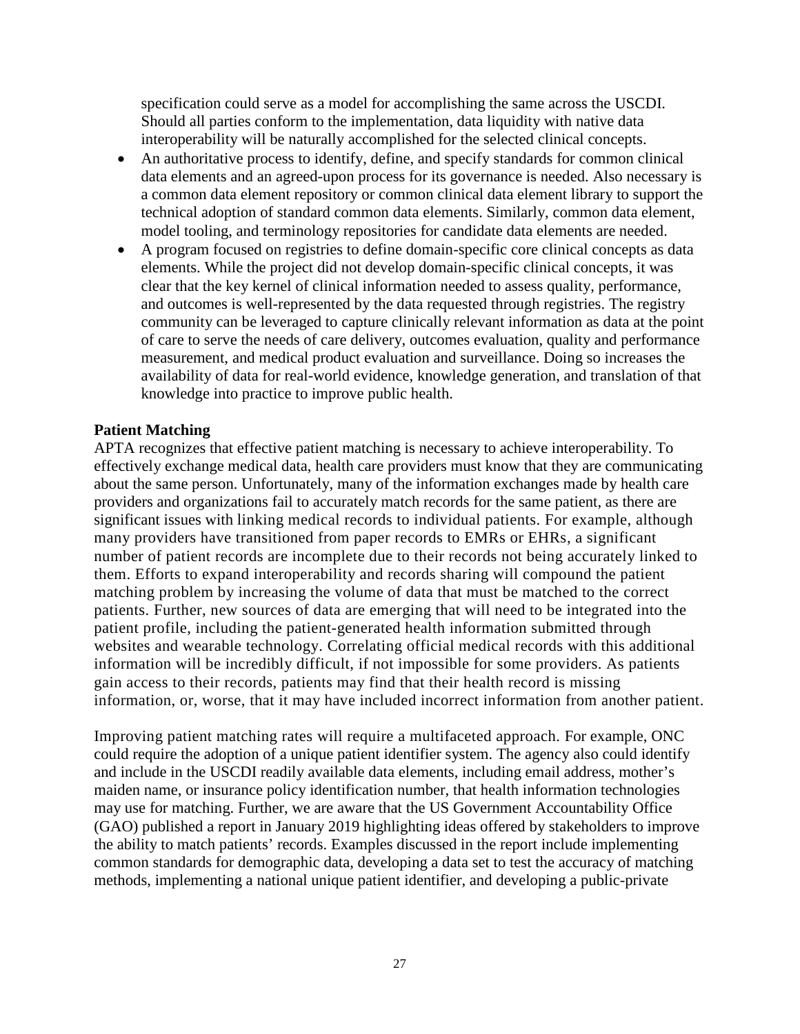specification could serve as a model for accomplishing the same across the USCDI. Should all parties conform to the implementation, data liquidity with native data interoperability will be naturally accomplished for the selected clinical concepts.

- An authoritative process to identify, define, and specify standards for common clinical data elements and an agreed-upon process for its governance is needed. Also necessary is a common data element repository or common clinical data element library to support the technical adoption of standard common data elements. Similarly, common data element, model tooling, and terminology repositories for candidate data elements are needed.
- A program focused on registries to define domain-specific core clinical concepts as data elements. While the project did not develop domain-specific clinical concepts, it was clear that the key kernel of clinical information needed to assess quality, performance, and outcomes is well-represented by the data requested through registries. The registry community can be leveraged to capture clinically relevant information as data at the point of care to serve the needs of care delivery, outcomes evaluation, quality and performance measurement, and medical product evaluation and surveillance. Doing so increases the availability of data for real-world evidence, knowledge generation, and translation of that knowledge into practice to improve public health.

**Patient Matching**

APTA recognizes that effective patient matching is necessary to achieve interoperability. To effectively exchange medical data, health care providers must know that they are communicating about the same person. Unfortunately, many of the information exchanges made by health care providers and organizations fail to accurately match records for the same patient, as there are significant issues with linking medical records to individual patients. For example, although many providers have transitioned from paper records to EMRs or EHRs, a significant number of patient records are incomplete due to their records not being accurately linked to them. Efforts to expand interoperability and records sharing will compound the patient matching problem by increasing the volume of data that must be matched to the correct patients. Further, new sources of data are emerging that will need to be integrated into the patient profile, including the patient-generated health information submitted through websites and wearable technology. Correlating official medical records with this additional information will be incredibly difficult, if not impossible for some providers. As patients gain access to their records, patients may find that their health record is missing information, or, worse, that it may have included incorrect information from another patient.

Improving patient matching rates will require a multifaceted approach. For example, ONC could require the adoption of a unique patient identifier system. The agency also could identify and include in the USCDI readily available data elements, including email address, mother's maiden name, or insurance policy identification number, that health information technologies may use for matching. Further, we are aware that the US Government Accountability Office (GAO) published a report in January 2019 highlighting ideas offered by stakeholders to improve the ability to match patients' records. Examples discussed in the report include implementing common standards for demographic data, developing a data set to test the accuracy of matching methods, implementing a national unique patient identifier, and developing a public-private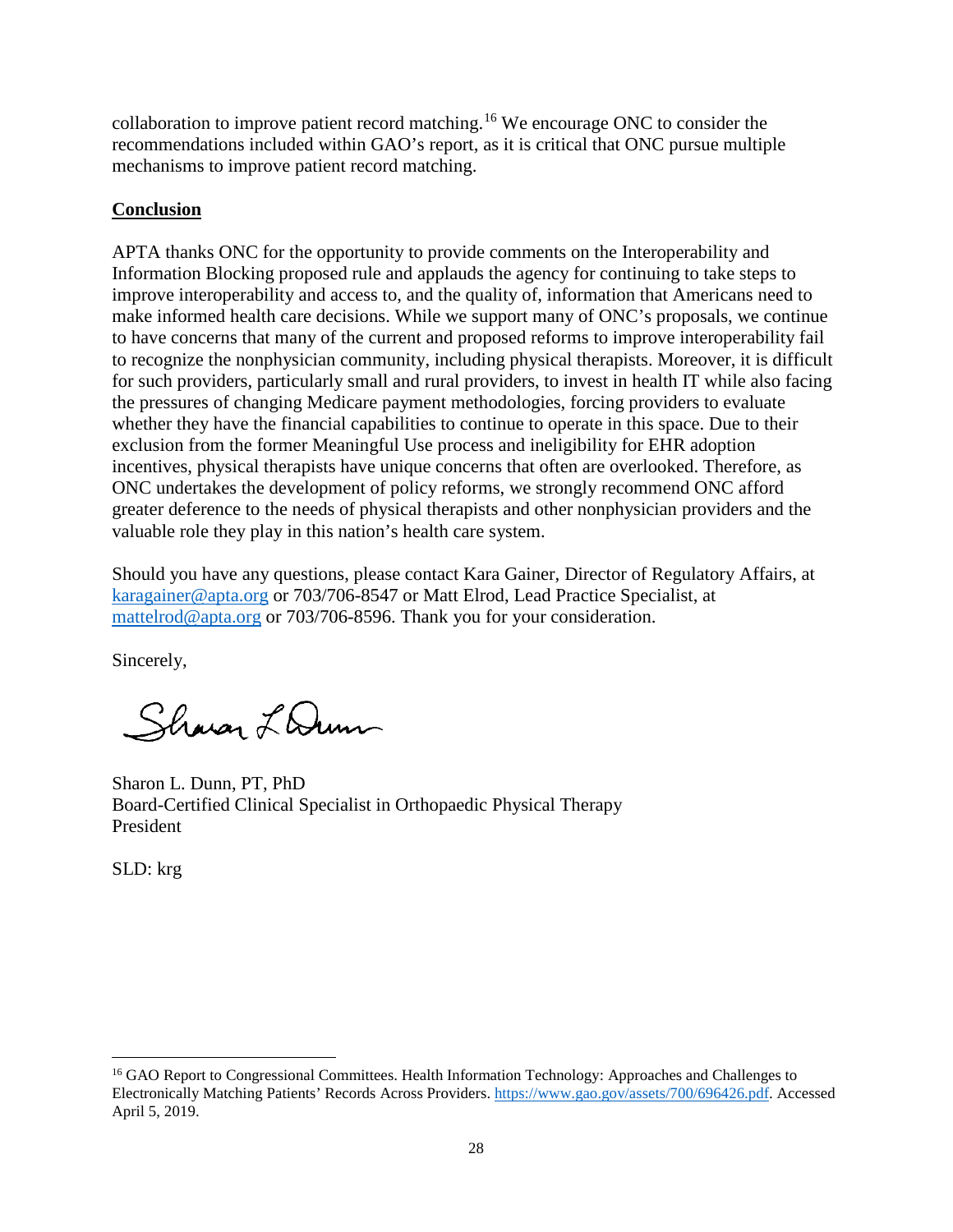collaboration to improve patient record matching.[16] We encourage ONC to consider the recommendations included within GAO's report, as it is critical that ONC pursue multiple mechanisms to improve patient record matching.

**Conclusion**

APTA thanks ONC for the opportunity to provide comments on the Interoperability and Information Blocking proposed rule and applauds the agency for continuing to take steps to improve interoperability and access to, and the quality of, information that Americans need to make informed health care decisions. While we support many of ONC's proposals, we continue to have concerns that many of the current and proposed reforms to improve interoperability fail to recognize the nonphysician community, including physical therapists. Moreover, it is difficult for such providers, particularly small and rural providers, to invest in health IT while also facing the pressures of changing Medicare payment methodologies, forcing providers to evaluate whether they have the financial capabilities to continue to operate in this space. Due to their exclusion from the former Meaningful Use process and ineligibility for EHR adoption incentives, physical therapists have unique concerns that often are overlooked. Therefore, as ONC undertakes the development of policy reforms, we strongly recommend ONC afford greater deference to the needs of physical therapists and other nonphysician providers and the valuable role they play in this nation's health care system.

Should you have any questions, please contact Kara Gainer, Director of Regulatory Affairs, at karagainer@apta.org or 703/706-8547 or Matt Elrod, Lead Practice Specialist, at mattelrod@apta.org or 703/706-8596. Thank you for your consideration.

Sincerely,

Sharon L. Dunn, PT, PhD
Board-Certified Clinical Specialist in Orthopaedic Physical Therapy
President

SLD: krg

---

[16] GAO Report to Congressional Committees. Health Information Technology: Approaches and Challenges to Electronically Matching Patients' Records Across Providers. https://www.gao.gov/assets/700/696426.pdf. Accessed April 5, 2019.